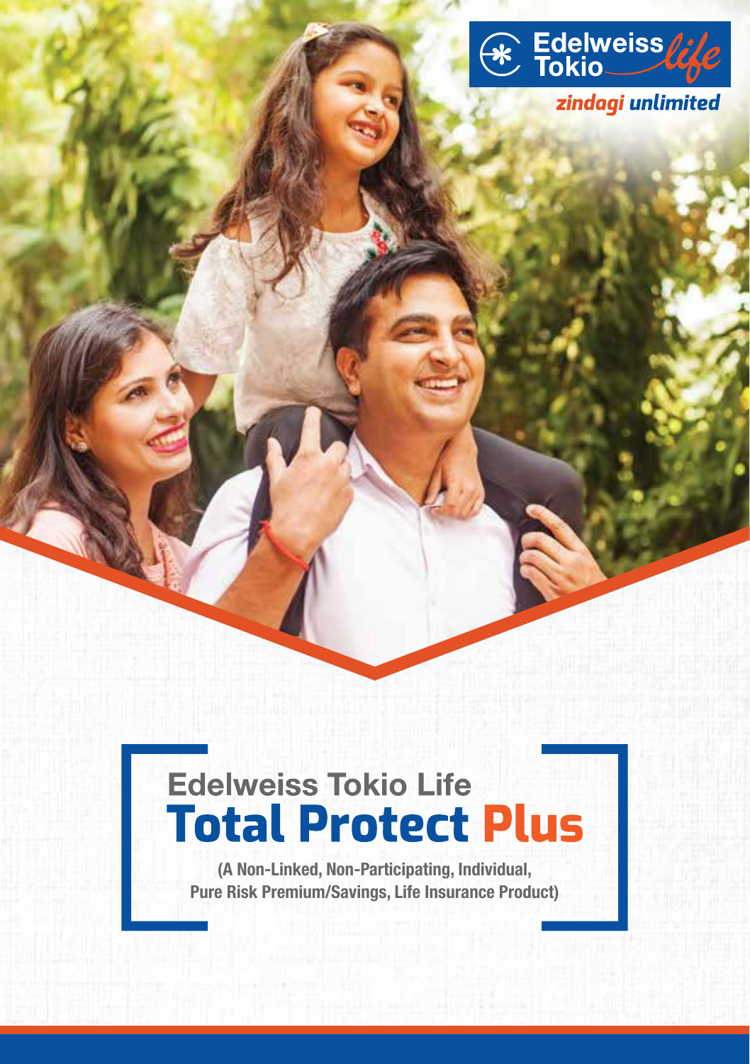Edelweiss Tokio life

zindagi unlimited

# Edelweiss Tokio Life
# Total Protect Plus

**(A Non-Linked, Non-Participating, Individual, Pure Risk Premium/Savings, Life Insurance Product)**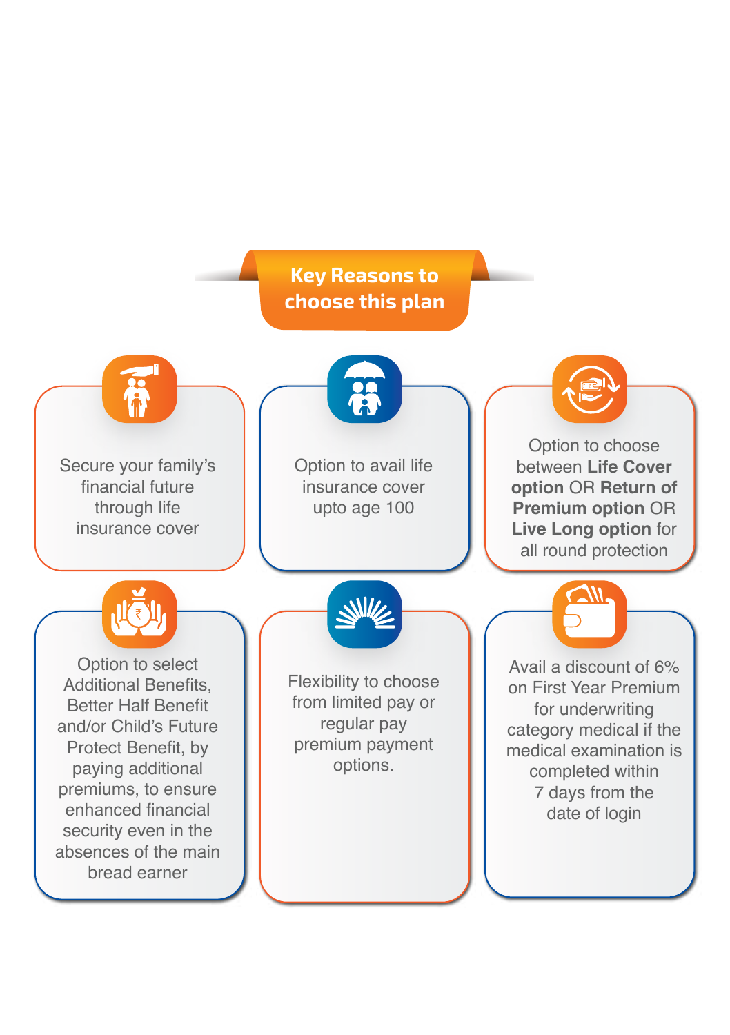## Key Reasons to choose this plan

- Secure your family's financial future through life insurance cover
- Option to avail life insurance cover upto age 100
- Option to choose between **Life Cover option** OR **Return of Premium option** OR **Live Long option** for all round protection
- Option to select Additional Benefits, Better Half Benefit and/or Child's Future Protect Benefit, by paying additional premiums, to ensure enhanced financial security even in the absences of the main bread earner
- Flexibility to choose from limited pay or regular pay premium payment options.
- Avail a discount of 6% on First Year Premium for underwriting category medical if the medical examination is completed within 7 days from the date of login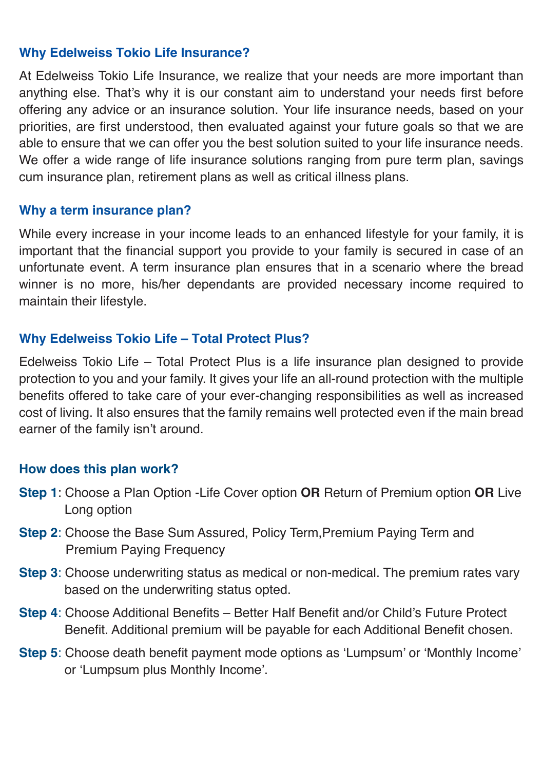## Why Edelweiss Tokio Life Insurance?

At Edelweiss Tokio Life Insurance, we realize that your needs are more important than anything else. That's why it is our constant aim to understand your needs first before offering any advice or an insurance solution. Your life insurance needs, based on your priorities, are first understood, then evaluated against your future goals so that we are able to ensure that we can offer you the best solution suited to your life insurance needs. We offer a wide range of life insurance solutions ranging from pure term plan, savings cum insurance plan, retirement plans as well as critical illness plans.

## Why a term insurance plan?

While every increase in your income leads to an enhanced lifestyle for your family, it is important that the financial support you provide to your family is secured in case of an unfortunate event. A term insurance plan ensures that in a scenario where the bread winner is no more, his/her dependants are provided necessary income required to maintain their lifestyle.

## Why Edelweiss Tokio Life – Total Protect Plus?

Edelweiss Tokio Life – Total Protect Plus is a life insurance plan designed to provide protection to you and your family. It gives your life an all-round protection with the multiple benefits offered to take care of your ever-changing responsibilities as well as increased cost of living. It also ensures that the family remains well protected even if the main bread earner of the family isn't around.

## How does this plan work?

**Step 1**: Choose a Plan Option -Life Cover option **OR** Return of Premium option **OR** Live Long option

**Step 2**: Choose the Base Sum Assured, Policy Term,Premium Paying Term and Premium Paying Frequency

**Step 3**: Choose underwriting status as medical or non-medical. The premium rates vary based on the underwriting status opted.

**Step 4**: Choose Additional Benefits – Better Half Benefit and/or Child's Future Protect Benefit. Additional premium will be payable for each Additional Benefit chosen.

**Step 5**: Choose death benefit payment mode options as 'Lumpsum' or 'Monthly Income' or 'Lumpsum plus Monthly Income'.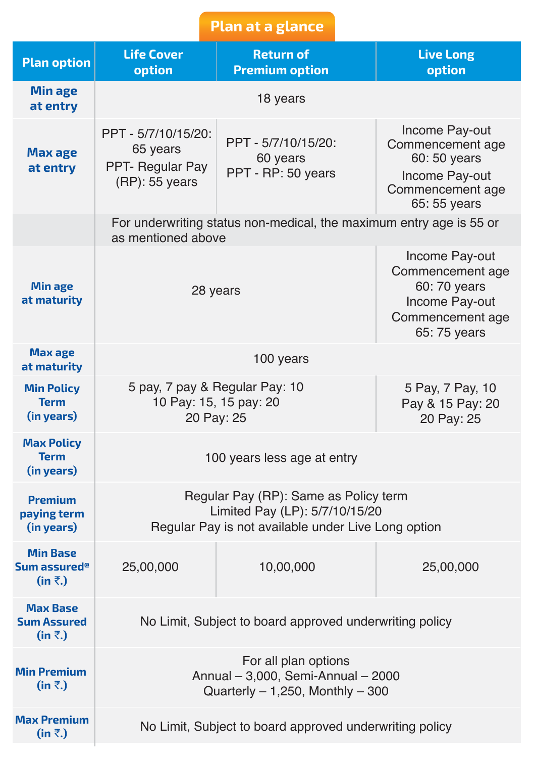## Plan at a glance

| Plan option | Life Cover option | Return of Premium option | Live Long option |
|---|---|---|---|
| Min age at entry | 18 years | | |
| Max age at entry | PPT - 5/7/10/15/20: 65 years<br>PPT- Regular Pay (RP): 55 years | PPT - 5/7/10/15/20: 60 years<br>PPT - RP: 50 years | Income Pay-out Commencement age 60: 50 years<br>Income Pay-out Commencement age 65: 55 years |
| | For underwriting status non-medical, the maximum entry age is 55 or as mentioned above | | |
| Min age at maturity | 28 years | | Income Pay-out Commencement age 60: 70 years<br>Income Pay-out Commencement age 65: 75 years |
| Max age at maturity | 100 years | | |
| Min Policy Term (in years) | 5 pay, 7 pay & Regular Pay: 10<br>10 Pay: 15, 15 pay: 20<br>20 Pay: 25 | | 5 Pay, 7 Pay, 10 Pay & 15 Pay: 20<br>20 Pay: 25 |
| Max Policy Term (in years) | 100 years less age at entry | | |
| Premium paying term (in years) | Regular Pay (RP): Same as Policy term<br>Limited Pay (LP): 5/7/10/15/20<br>Regular Pay is not available under Live Long option | | |
| Min Base Sum assured@ (in ₹.) | 25,00,000 | 10,00,000 | 25,00,000 |
| Max Base Sum Assured (in ₹.) | No Limit, Subject to board approved underwriting policy | | |
| Min Premium (in ₹.) | For all plan options<br>Annual – 3,000, Semi-Annual – 2000<br>Quarterly – 1,250, Monthly – 300 | | |
| Max Premium (in ₹.) | No Limit, Subject to board approved underwriting policy | | |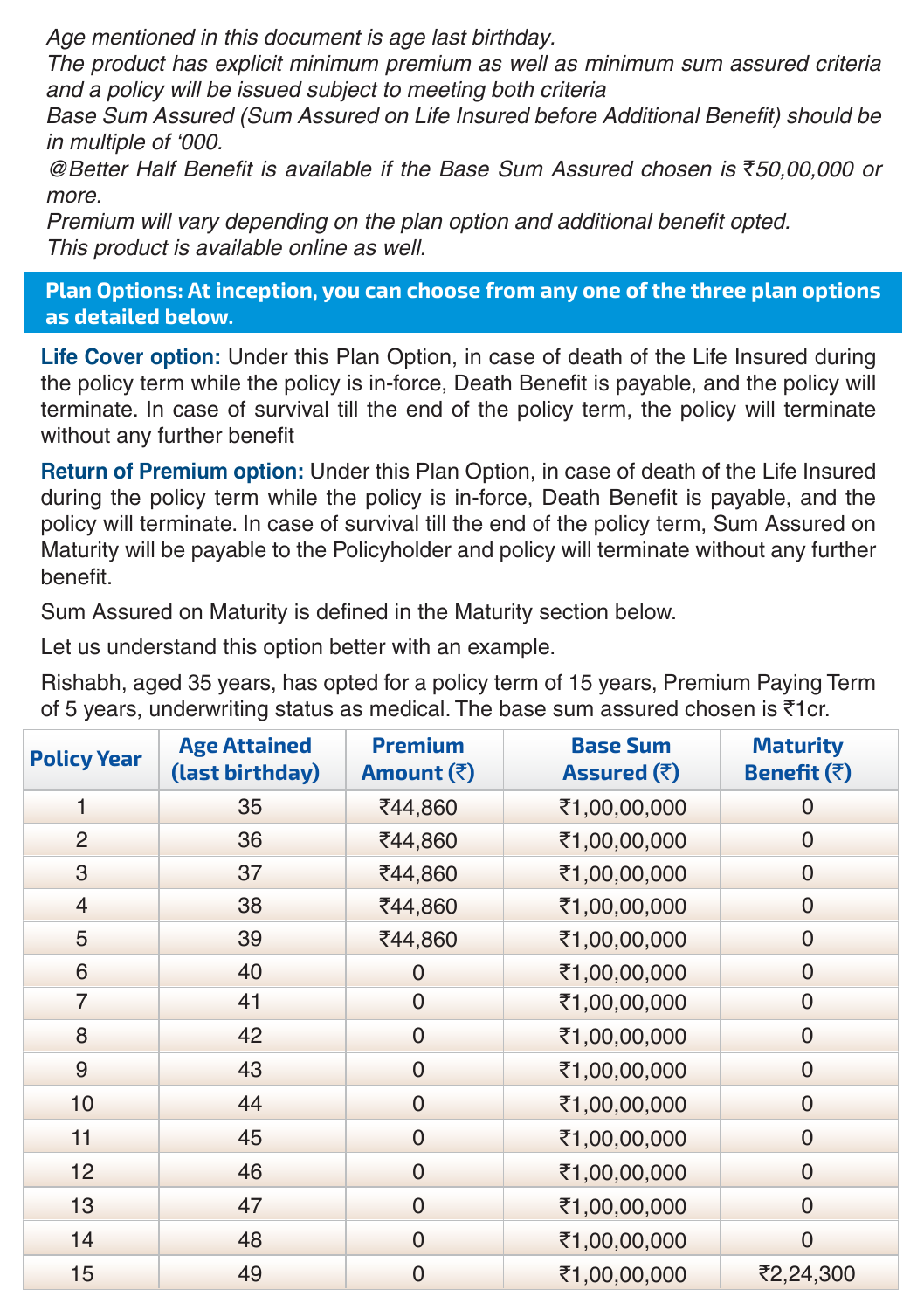*Age mentioned in this document is age last birthday.*

*The product has explicit minimum premium as well as minimum sum assured criteria and a policy will be issued subject to meeting both criteria*

*Base Sum Assured (Sum Assured on Life Insured before Additional Benefit) should be in multiple of '000.*

*@Better Half Benefit is available if the Base Sum Assured chosen is ₹50,00,000 or more.*

*Premium will vary depending on the plan option and additional benefit opted.*

*This product is available online as well.*

## Plan Options: At inception, you can choose from any one of the three plan options as detailed below.

**Life Cover option:** Under this Plan Option, in case of death of the Life Insured during the policy term while the policy is in-force, Death Benefit is payable, and the policy will terminate. In case of survival till the end of the policy term, the policy will terminate without any further benefit

**Return of Premium option:** Under this Plan Option, in case of death of the Life Insured during the policy term while the policy is in-force, Death Benefit is payable, and the policy will terminate. In case of survival till the end of the policy term, Sum Assured on Maturity will be payable to the Policyholder and policy will terminate without any further benefit.

Sum Assured on Maturity is defined in the Maturity section below.

Let us understand this option better with an example.

Rishabh, aged 35 years, has opted for a policy term of 15 years, Premium Paying Term of 5 years, underwriting status as medical. The base sum assured chosen is ₹1cr.

| Policy Year | Age Attained (last birthday) | Premium Amount (₹) | Base Sum Assured (₹) | Maturity Benefit (₹) |
|---|---|---|---|---|
| 1 | 35 | ₹44,860 | ₹1,00,00,000 | 0 |
| 2 | 36 | ₹44,860 | ₹1,00,00,000 | 0 |
| 3 | 37 | ₹44,860 | ₹1,00,00,000 | 0 |
| 4 | 38 | ₹44,860 | ₹1,00,00,000 | 0 |
| 5 | 39 | ₹44,860 | ₹1,00,00,000 | 0 |
| 6 | 40 | 0 | ₹1,00,00,000 | 0 |
| 7 | 41 | 0 | ₹1,00,00,000 | 0 |
| 8 | 42 | 0 | ₹1,00,00,000 | 0 |
| 9 | 43 | 0 | ₹1,00,00,000 | 0 |
| 10 | 44 | 0 | ₹1,00,00,000 | 0 |
| 11 | 45 | 0 | ₹1,00,00,000 | 0 |
| 12 | 46 | 0 | ₹1,00,00,000 | 0 |
| 13 | 47 | 0 | ₹1,00,00,000 | 0 |
| 14 | 48 | 0 | ₹1,00,00,000 | 0 |
| 15 | 49 | 0 | ₹1,00,00,000 | ₹2,24,300 |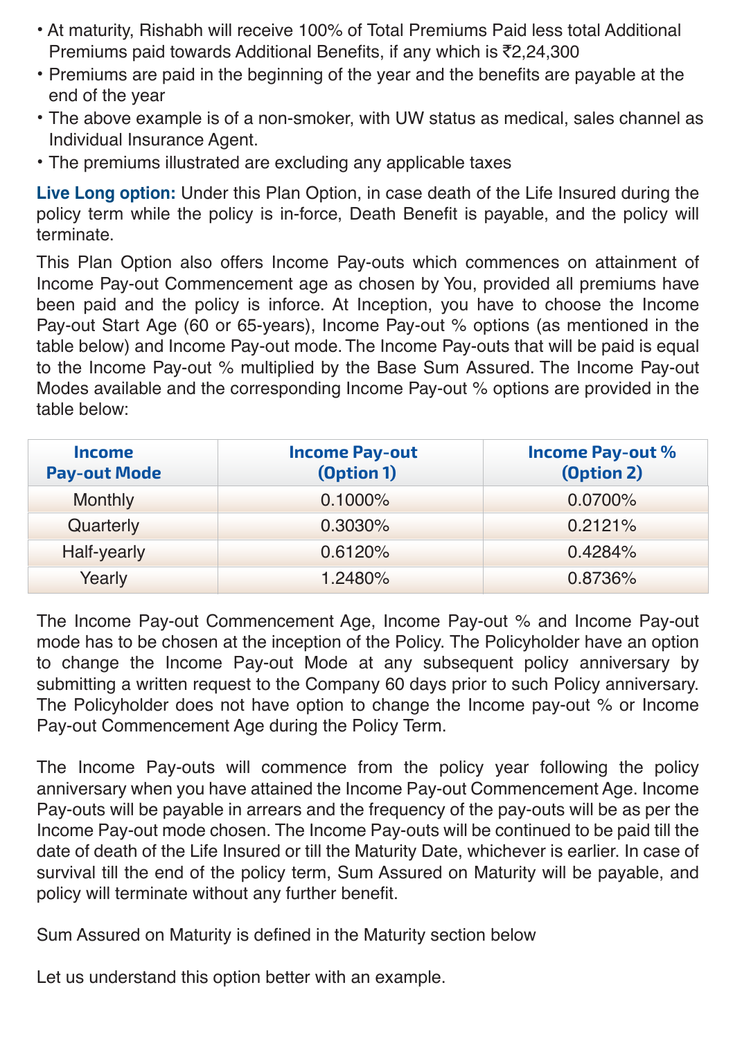- At maturity, Rishabh will receive 100% of Total Premiums Paid less total Additional Premiums paid towards Additional Benefits, if any which is ₹2,24,300
- Premiums are paid in the beginning of the year and the benefits are payable at the end of the year
- The above example is of a non-smoker, with UW status as medical, sales channel as Individual Insurance Agent.
- The premiums illustrated are excluding any applicable taxes

**Live Long option:** Under this Plan Option, in case death of the Life Insured during the policy term while the policy is in-force, Death Benefit is payable, and the policy will terminate.

This Plan Option also offers Income Pay-outs which commences on attainment of Income Pay-out Commencement age as chosen by You, provided all premiums have been paid and the policy is inforce. At Inception, you have to choose the Income Pay-out Start Age (60 or 65-years), Income Pay-out % options (as mentioned in the table below) and Income Pay-out mode. The Income Pay-outs that will be paid is equal to the Income Pay-out % multiplied by the Base Sum Assured. The Income Pay-out Modes available and the corresponding Income Pay-out % options are provided in the table below:

| Income Pay-out Mode | Income Pay-out (Option 1) | Income Pay-out % (Option 2) |
|---|---|---|
| Monthly | 0.1000% | 0.0700% |
| Quarterly | 0.3030% | 0.2121% |
| Half-yearly | 0.6120% | 0.4284% |
| Yearly | 1.2480% | 0.8736% |

The Income Pay-out Commencement Age, Income Pay-out % and Income Pay-out mode has to be chosen at the inception of the Policy. The Policyholder have an option to change the Income Pay-out Mode at any subsequent policy anniversary by submitting a written request to the Company 60 days prior to such Policy anniversary. The Policyholder does not have option to change the Income pay-out % or Income Pay-out Commencement Age during the Policy Term.

The Income Pay-outs will commence from the policy year following the policy anniversary when you have attained the Income Pay-out Commencement Age. Income Pay-outs will be payable in arrears and the frequency of the pay-outs will be as per the Income Pay-out mode chosen. The Income Pay-outs will be continued to be paid till the date of death of the Life Insured or till the Maturity Date, whichever is earlier. In case of survival till the end of the policy term, Sum Assured on Maturity will be payable, and policy will terminate without any further benefit.

Sum Assured on Maturity is defined in the Maturity section below

Let us understand this option better with an example.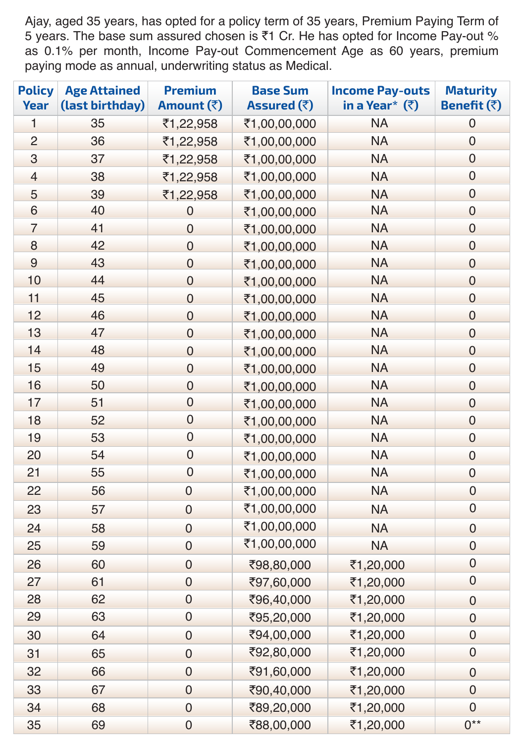Ajay, aged 35 years, has opted for a policy term of 35 years, Premium Paying Term of 5 years. The base sum assured chosen is ₹1 Cr. He has opted for Income Pay-out % as 0.1% per month, Income Pay-out Commencement Age as 60 years, premium paying mode as annual, underwriting status as Medical.

| Policy Year | Age Attained (last birthday) | Premium Amount (₹) | Base Sum Assured (₹) | Income Pay-outs in a Year* (₹) | Maturity Benefit (₹) |
|---|---|---|---|---|---|
| 1 | 35 | ₹1,22,958 | ₹1,00,00,000 | NA | 0 |
| 2 | 36 | ₹1,22,958 | ₹1,00,00,000 | NA | 0 |
| 3 | 37 | ₹1,22,958 | ₹1,00,00,000 | NA | 0 |
| 4 | 38 | ₹1,22,958 | ₹1,00,00,000 | NA | 0 |
| 5 | 39 | ₹1,22,958 | ₹1,00,00,000 | NA | 0 |
| 6 | 40 | 0 | ₹1,00,00,000 | NA | 0 |
| 7 | 41 | 0 | ₹1,00,00,000 | NA | 0 |
| 8 | 42 | 0 | ₹1,00,00,000 | NA | 0 |
| 9 | 43 | 0 | ₹1,00,00,000 | NA | 0 |
| 10 | 44 | 0 | ₹1,00,00,000 | NA | 0 |
| 11 | 45 | 0 | ₹1,00,00,000 | NA | 0 |
| 12 | 46 | 0 | ₹1,00,00,000 | NA | 0 |
| 13 | 47 | 0 | ₹1,00,00,000 | NA | 0 |
| 14 | 48 | 0 | ₹1,00,00,000 | NA | 0 |
| 15 | 49 | 0 | ₹1,00,00,000 | NA | 0 |
| 16 | 50 | 0 | ₹1,00,00,000 | NA | 0 |
| 17 | 51 | 0 | ₹1,00,00,000 | NA | 0 |
| 18 | 52 | 0 | ₹1,00,00,000 | NA | 0 |
| 19 | 53 | 0 | ₹1,00,00,000 | NA | 0 |
| 20 | 54 | 0 | ₹1,00,00,000 | NA | 0 |
| 21 | 55 | 0 | ₹1,00,00,000 | NA | 0 |
| 22 | 56 | 0 | ₹1,00,00,000 | NA | 0 |
| 23 | 57 | 0 | ₹1,00,00,000 | NA | 0 |
| 24 | 58 | 0 | ₹1,00,00,000 | NA | 0 |
| 25 | 59 | 0 | ₹1,00,00,000 | NA | 0 |
| 26 | 60 | 0 | ₹98,80,000 | ₹1,20,000 | 0 |
| 27 | 61 | 0 | ₹97,60,000 | ₹1,20,000 | 0 |
| 28 | 62 | 0 | ₹96,40,000 | ₹1,20,000 | 0 |
| 29 | 63 | 0 | ₹95,20,000 | ₹1,20,000 | 0 |
| 30 | 64 | 0 | ₹94,00,000 | ₹1,20,000 | 0 |
| 31 | 65 | 0 | ₹92,80,000 | ₹1,20,000 | 0 |
| 32 | 66 | 0 | ₹91,60,000 | ₹1,20,000 | 0 |
| 33 | 67 | 0 | ₹90,40,000 | ₹1,20,000 | 0 |
| 34 | 68 | 0 | ₹89,20,000 | ₹1,20,000 | 0 |
| 35 | 69 | 0 | ₹88,00,000 | ₹1,20,000 | 0** |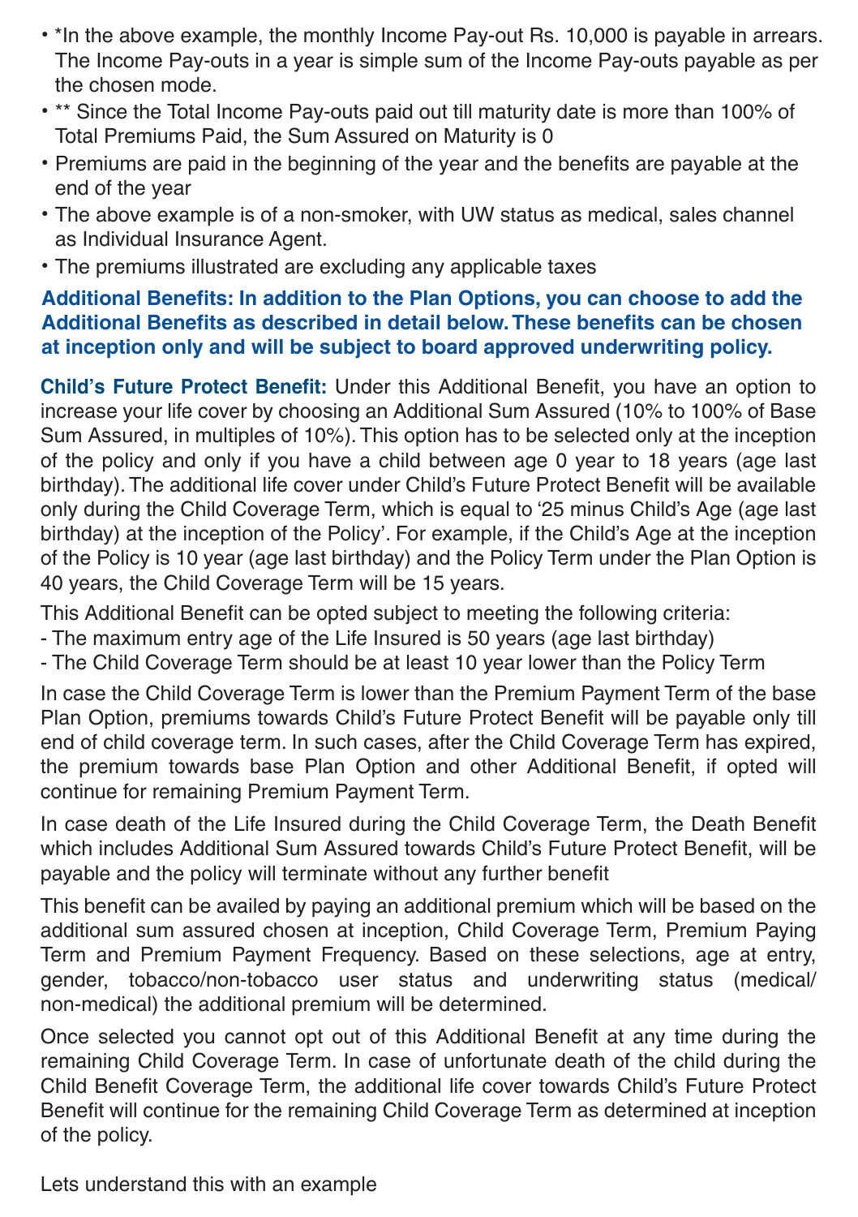- *In the above example, the monthly Income Pay-out Rs. 10,000 is payable in arrears. The Income Pay-outs in a year is simple sum of the Income Pay-outs payable as per the chosen mode.
- ** Since the Total Income Pay-outs paid out till maturity date is more than 100% of Total Premiums Paid, the Sum Assured on Maturity is 0
- Premiums are paid in the beginning of the year and the benefits are payable at the end of the year
- The above example is of a non-smoker, with UW status as medical, sales channel as Individual Insurance Agent.
- The premiums illustrated are excluding any applicable taxes

**Additional Benefits: In addition to the Plan Options, you can choose to add the Additional Benefits as described in detail below. These benefits can be chosen at inception only and will be subject to board approved underwriting policy.**

**Child's Future Protect Benefit:** Under this Additional Benefit, you have an option to increase your life cover by choosing an Additional Sum Assured (10% to 100% of Base Sum Assured, in multiples of 10%). This option has to be selected only at the inception of the policy and only if you have a child between age 0 year to 18 years (age last birthday). The additional life cover under Child's Future Protect Benefit will be available only during the Child Coverage Term, which is equal to '25 minus Child's Age (age last birthday) at the inception of the Policy'. For example, if the Child's Age at the inception of the Policy is 10 year (age last birthday) and the Policy Term under the Plan Option is 40 years, the Child Coverage Term will be 15 years.

This Additional Benefit can be opted subject to meeting the following criteria:

- The maximum entry age of the Life Insured is 50 years (age last birthday)
- The Child Coverage Term should be at least 10 year lower than the Policy Term

In case the Child Coverage Term is lower than the Premium Payment Term of the base Plan Option, premiums towards Child's Future Protect Benefit will be payable only till end of child coverage term. In such cases, after the Child Coverage Term has expired, the premium towards base Plan Option and other Additional Benefit, if opted will continue for remaining Premium Payment Term.

In case death of the Life Insured during the Child Coverage Term, the Death Benefit which includes Additional Sum Assured towards Child's Future Protect Benefit, will be payable and the policy will terminate without any further benefit

This benefit can be availed by paying an additional premium which will be based on the additional sum assured chosen at inception, Child Coverage Term, Premium Paying Term and Premium Payment Frequency. Based on these selections, age at entry, gender, tobacco/non-tobacco user status and underwriting status (medical/ non-medical) the additional premium will be determined.

Once selected you cannot opt out of this Additional Benefit at any time during the remaining Child Coverage Term. In case of unfortunate death of the child during the Child Benefit Coverage Term, the additional life cover towards Child's Future Protect Benefit will continue for the remaining Child Coverage Term as determined at inception of the policy.

Lets understand this with an example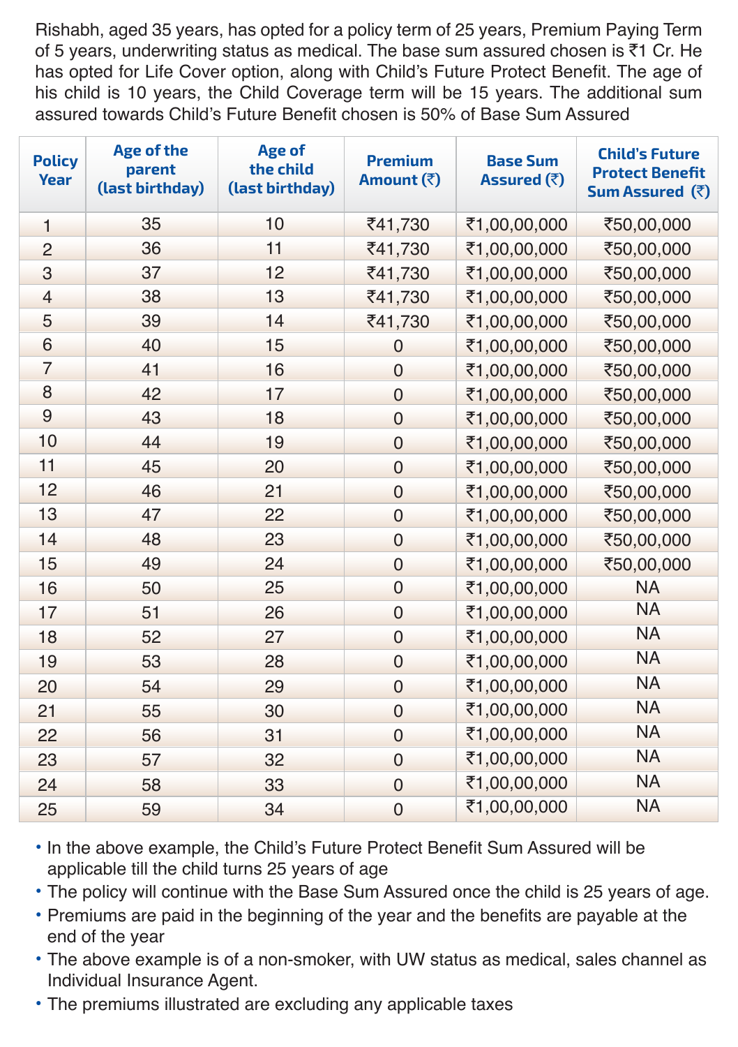Rishabh, aged 35 years, has opted for a policy term of 25 years, Premium Paying Term of 5 years, underwriting status as medical. The base sum assured chosen is ₹1 Cr. He has opted for Life Cover option, along with Child's Future Protect Benefit. The age of his child is 10 years, the Child Coverage term will be 15 years. The additional sum assured towards Child's Future Benefit chosen is 50% of Base Sum Assured

| Policy Year | Age of the parent (last birthday) | Age of the child (last birthday) | Premium Amount (₹) | Base Sum Assured (₹) | Child's Future Protect Benefit Sum Assured (₹) |
|---|---|---|---|---|---|
| 1 | 35 | 10 | ₹41,730 | ₹1,00,00,000 | ₹50,00,000 |
| 2 | 36 | 11 | ₹41,730 | ₹1,00,00,000 | ₹50,00,000 |
| 3 | 37 | 12 | ₹41,730 | ₹1,00,00,000 | ₹50,00,000 |
| 4 | 38 | 13 | ₹41,730 | ₹1,00,00,000 | ₹50,00,000 |
| 5 | 39 | 14 | ₹41,730 | ₹1,00,00,000 | ₹50,00,000 |
| 6 | 40 | 15 | 0 | ₹1,00,00,000 | ₹50,00,000 |
| 7 | 41 | 16 | 0 | ₹1,00,00,000 | ₹50,00,000 |
| 8 | 42 | 17 | 0 | ₹1,00,00,000 | ₹50,00,000 |
| 9 | 43 | 18 | 0 | ₹1,00,00,000 | ₹50,00,000 |
| 10 | 44 | 19 | 0 | ₹1,00,00,000 | ₹50,00,000 |
| 11 | 45 | 20 | 0 | ₹1,00,00,000 | ₹50,00,000 |
| 12 | 46 | 21 | 0 | ₹1,00,00,000 | ₹50,00,000 |
| 13 | 47 | 22 | 0 | ₹1,00,00,000 | ₹50,00,000 |
| 14 | 48 | 23 | 0 | ₹1,00,00,000 | ₹50,00,000 |
| 15 | 49 | 24 | 0 | ₹1,00,00,000 | ₹50,00,000 |
| 16 | 50 | 25 | 0 | ₹1,00,00,000 | NA |
| 17 | 51 | 26 | 0 | ₹1,00,00,000 | NA |
| 18 | 52 | 27 | 0 | ₹1,00,00,000 | NA |
| 19 | 53 | 28 | 0 | ₹1,00,00,000 | NA |
| 20 | 54 | 29 | 0 | ₹1,00,00,000 | NA |
| 21 | 55 | 30 | 0 | ₹1,00,00,000 | NA |
| 22 | 56 | 31 | 0 | ₹1,00,00,000 | NA |
| 23 | 57 | 32 | 0 | ₹1,00,00,000 | NA |
| 24 | 58 | 33 | 0 | ₹1,00,00,000 | NA |
| 25 | 59 | 34 | 0 | ₹1,00,00,000 | NA |

- In the above example, the Child's Future Protect Benefit Sum Assured will be applicable till the child turns 25 years of age
- The policy will continue with the Base Sum Assured once the child is 25 years of age.
- Premiums are paid in the beginning of the year and the benefits are payable at the end of the year
- The above example is of a non-smoker, with UW status as medical, sales channel as Individual Insurance Agent.
- The premiums illustrated are excluding any applicable taxes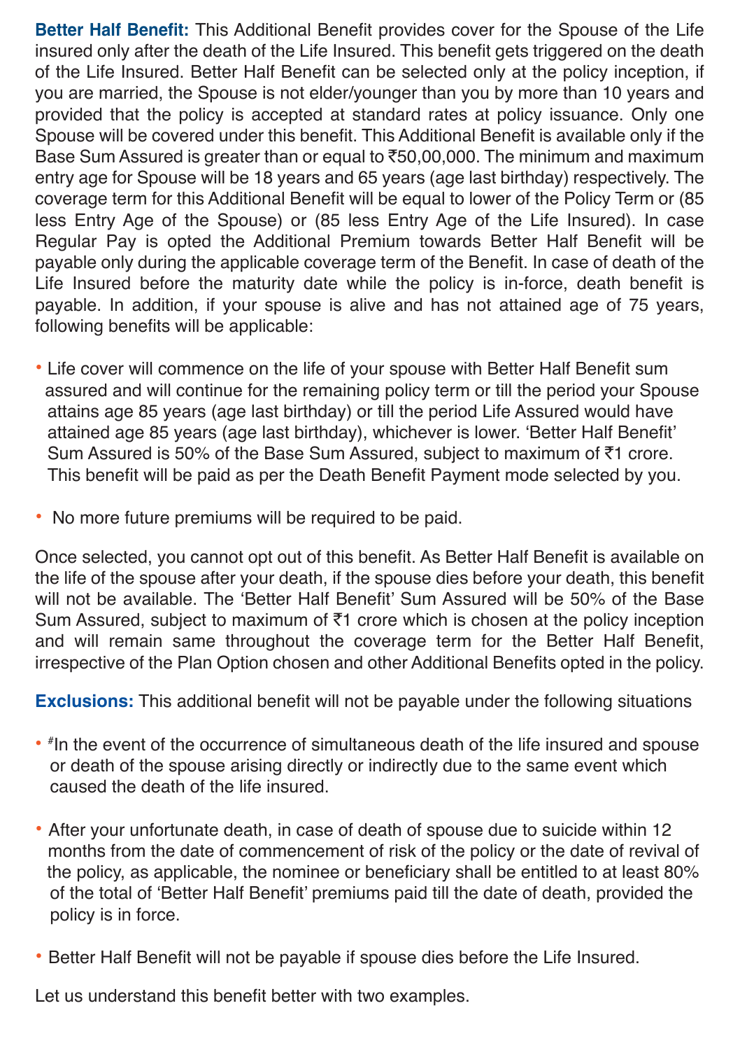**Better Half Benefit:** This Additional Benefit provides cover for the Spouse of the Life insured only after the death of the Life Insured. This benefit gets triggered on the death of the Life Insured. Better Half Benefit can be selected only at the policy inception, if you are married, the Spouse is not elder/younger than you by more than 10 years and provided that the policy is accepted at standard rates at policy issuance. Only one Spouse will be covered under this benefit. This Additional Benefit is available only if the Base Sum Assured is greater than or equal to ₹50,00,000. The minimum and maximum entry age for Spouse will be 18 years and 65 years (age last birthday) respectively. The coverage term for this Additional Benefit will be equal to lower of the Policy Term or (85 less Entry Age of the Spouse) or (85 less Entry Age of the Life Insured). In case Regular Pay is opted the Additional Premium towards Better Half Benefit will be payable only during the applicable coverage term of the Benefit. In case of death of the Life Insured before the maturity date while the policy is in-force, death benefit is payable. In addition, if your spouse is alive and has not attained age of 75 years, following benefits will be applicable:

- Life cover will commence on the life of your spouse with Better Half Benefit sum assured and will continue for the remaining policy term or till the period your Spouse attains age 85 years (age last birthday) or till the period Life Assured would have attained age 85 years (age last birthday), whichever is lower. 'Better Half Benefit' Sum Assured is 50% of the Base Sum Assured, subject to maximum of ₹1 crore. This benefit will be paid as per the Death Benefit Payment mode selected by you.
- No more future premiums will be required to be paid.

Once selected, you cannot opt out of this benefit. As Better Half Benefit is available on the life of the spouse after your death, if the spouse dies before your death, this benefit will not be available. The 'Better Half Benefit' Sum Assured will be 50% of the Base Sum Assured, subject to maximum of ₹1 crore which is chosen at the policy inception and will remain same throughout the coverage term for the Better Half Benefit, irrespective of the Plan Option chosen and other Additional Benefits opted in the policy.

**Exclusions:** This additional benefit will not be payable under the following situations

- #In the event of the occurrence of simultaneous death of the life insured and spouse or death of the spouse arising directly or indirectly due to the same event which caused the death of the life insured.
- After your unfortunate death, in case of death of spouse due to suicide within 12 months from the date of commencement of risk of the policy or the date of revival of the policy, as applicable, the nominee or beneficiary shall be entitled to at least 80% of the total of 'Better Half Benefit' premiums paid till the date of death, provided the policy is in force.
- Better Half Benefit will not be payable if spouse dies before the Life Insured.

Let us understand this benefit better with two examples.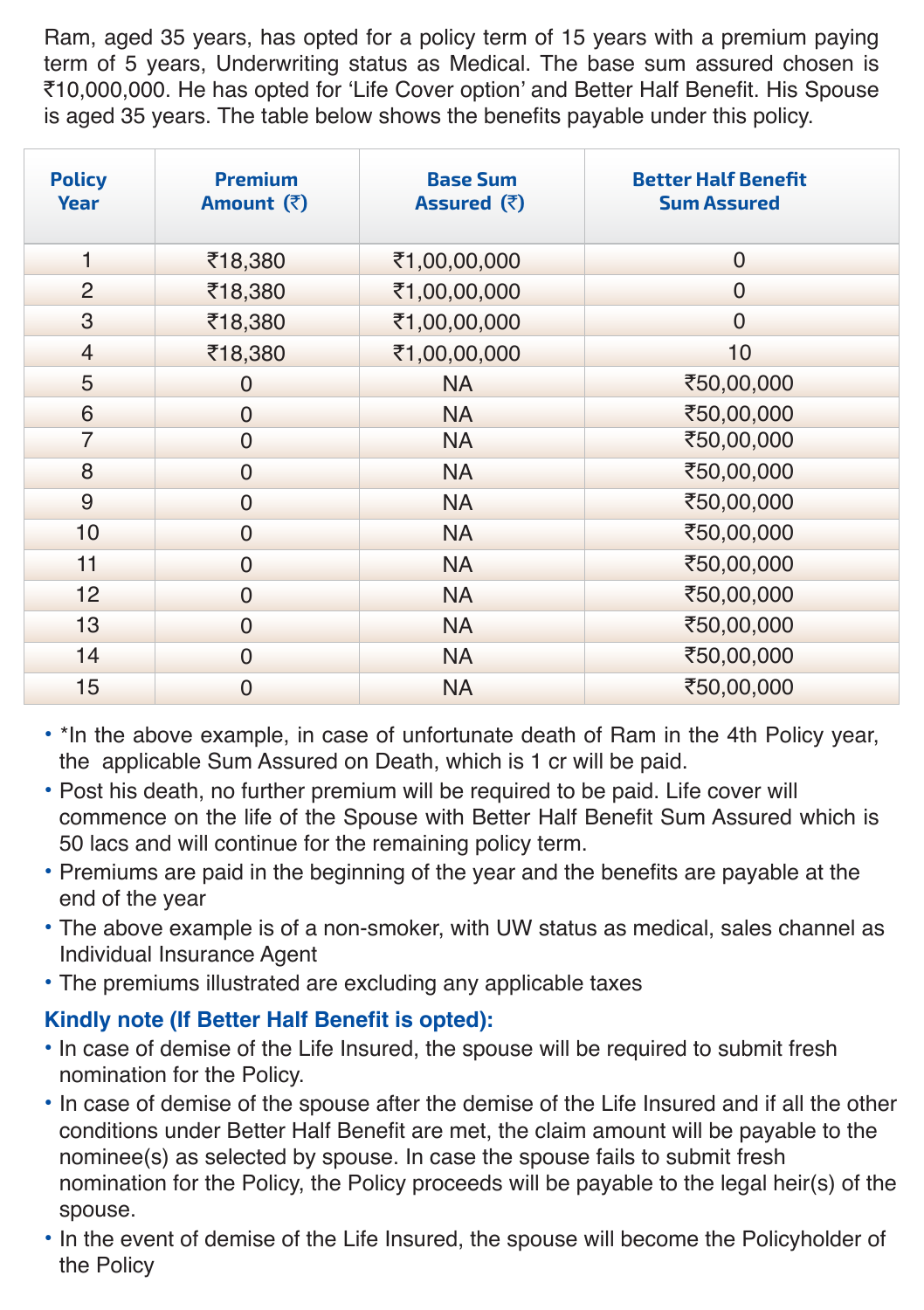Ram, aged 35 years, has opted for a policy term of 15 years with a premium paying term of 5 years, Underwriting status as Medical. The base sum assured chosen is ₹10,000,000. He has opted for 'Life Cover option' and Better Half Benefit. His Spouse is aged 35 years. The table below shows the benefits payable under this policy.

| Policy Year | Premium Amount (₹) | Base Sum Assured (₹) | Better Half Benefit Sum Assured |
|---|---|---|---|
| 1 | ₹18,380 | ₹1,00,00,000 | 0 |
| 2 | ₹18,380 | ₹1,00,00,000 | 0 |
| 3 | ₹18,380 | ₹1,00,00,000 | 0 |
| 4 | ₹18,380 | ₹1,00,00,000 | 10 |
| 5 | 0 | NA | ₹50,00,000 |
| 6 | 0 | NA | ₹50,00,000 |
| 7 | 0 | NA | ₹50,00,000 |
| 8 | 0 | NA | ₹50,00,000 |
| 9 | 0 | NA | ₹50,00,000 |
| 10 | 0 | NA | ₹50,00,000 |
| 11 | 0 | NA | ₹50,00,000 |
| 12 | 0 | NA | ₹50,00,000 |
| 13 | 0 | NA | ₹50,00,000 |
| 14 | 0 | NA | ₹50,00,000 |
| 15 | 0 | NA | ₹50,00,000 |

- *In the above example, in case of unfortunate death of Ram in the 4th Policy year, the applicable Sum Assured on Death, which is 1 cr will be paid.
- Post his death, no further premium will be required to be paid. Life cover will commence on the life of the Spouse with Better Half Benefit Sum Assured which is 50 lacs and will continue for the remaining policy term.
- Premiums are paid in the beginning of the year and the benefits are payable at the end of the year
- The above example is of a non-smoker, with UW status as medical, sales channel as Individual Insurance Agent
- The premiums illustrated are excluding any applicable taxes

**Kindly note (If Better Half Benefit is opted):**

- In case of demise of the Life Insured, the spouse will be required to submit fresh nomination for the Policy.
- In case of demise of the spouse after the demise of the Life Insured and if all the other conditions under Better Half Benefit are met, the claim amount will be payable to the nominee(s) as selected by spouse. In case the spouse fails to submit fresh nomination for the Policy, the Policy proceeds will be payable to the legal heir(s) of the spouse.
- In the event of demise of the Life Insured, the spouse will become the Policyholder of the Policy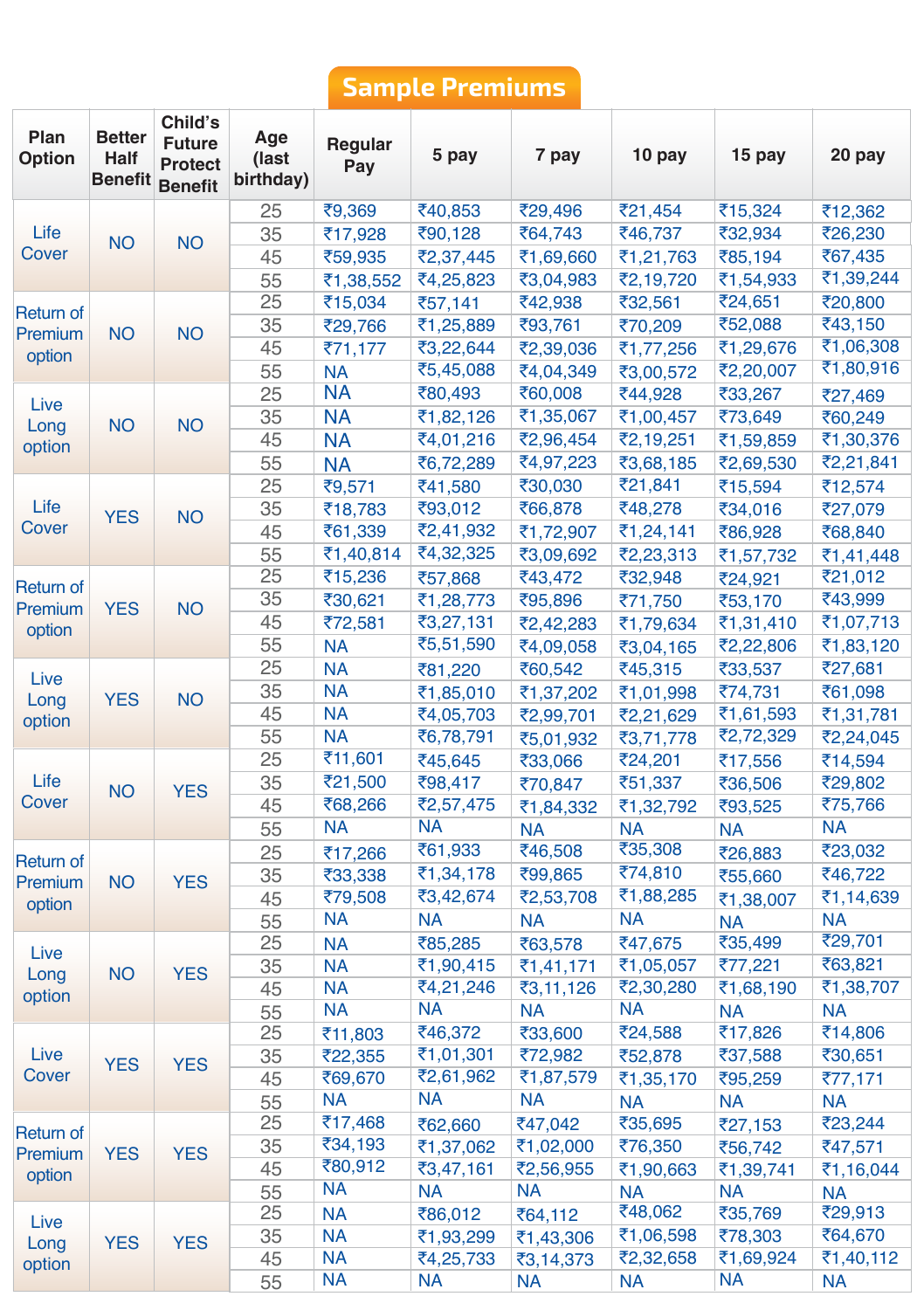## Sample Premiums

| Plan Option | Better Half Benefit | Child's Future Protect Benefit | Age (last birthday) | Regular Pay | 5 pay | 7 pay | 10 pay | 15 pay | 20 pay |
|---|---|---|---|---|---|---|---|---|---|
| Life Cover | NO | NO | 25 | ₹9,369 | ₹40,853 | ₹29,496 | ₹21,454 | ₹15,324 | ₹12,362 |
| | | | 35 | ₹17,928 | ₹90,128 | ₹64,743 | ₹46,737 | ₹32,934 | ₹26,230 |
| | | | 45 | ₹59,935 | ₹2,37,445 | ₹1,69,660 | ₹1,21,763 | ₹85,194 | ₹67,435 |
| | | | 55 | ₹1,38,552 | ₹4,25,823 | ₹3,04,983 | ₹2,19,720 | ₹1,54,933 | ₹1,39,244 |
| Return of Premium option | NO | NO | 25 | ₹15,034 | ₹57,141 | ₹42,938 | ₹32,561 | ₹24,651 | ₹20,800 |
| | | | 35 | ₹29,766 | ₹1,25,889 | ₹93,761 | ₹70,209 | ₹52,088 | ₹43,150 |
| | | | 45 | ₹71,177 | ₹3,22,644 | ₹2,39,036 | ₹1,77,256 | ₹1,29,676 | ₹1,06,308 |
| | | | 55 | NA | ₹5,45,088 | ₹4,04,349 | ₹3,00,572 | ₹2,20,007 | ₹1,80,916 |
| Live Long option | NO | NO | 25 | NA | ₹80,493 | ₹60,008 | ₹44,928 | ₹33,267 | ₹27,469 |
| | | | 35 | NA | ₹1,82,126 | ₹1,35,067 | ₹1,00,457 | ₹73,649 | ₹60,249 |
| | | | 45 | NA | ₹4,01,216 | ₹2,96,454 | ₹2,19,251 | ₹1,59,859 | ₹1,30,376 |
| | | | 55 | NA | ₹6,72,289 | ₹4,97,223 | ₹3,68,185 | ₹2,69,530 | ₹2,21,841 |
| Life Cover | YES | NO | 25 | ₹9,571 | ₹41,580 | ₹30,030 | ₹21,841 | ₹15,594 | ₹12,574 |
| | | | 35 | ₹18,783 | ₹93,012 | ₹66,878 | ₹48,278 | ₹34,016 | ₹27,079 |
| | | | 45 | ₹61,339 | ₹2,41,932 | ₹1,72,907 | ₹1,24,141 | ₹86,928 | ₹68,840 |
| | | | 55 | ₹1,40,814 | ₹4,32,325 | ₹3,09,692 | ₹2,23,313 | ₹1,57,732 | ₹1,41,448 |
| Return of Premium option | YES | NO | 25 | ₹15,236 | ₹57,868 | ₹43,472 | ₹32,948 | ₹24,921 | ₹21,012 |
| | | | 35 | ₹30,621 | ₹1,28,773 | ₹95,896 | ₹71,750 | ₹53,170 | ₹43,999 |
| | | | 45 | ₹72,581 | ₹3,27,131 | ₹2,42,283 | ₹1,79,634 | ₹1,31,410 | ₹1,07,713 |
| | | | 55 | NA | ₹5,51,590 | ₹4,09,058 | ₹3,04,165 | ₹2,22,806 | ₹1,83,120 |
| Live Long option | YES | NO | 25 | NA | ₹81,220 | ₹60,542 | ₹45,315 | ₹33,537 | ₹27,681 |
| | | | 35 | NA | ₹1,85,010 | ₹1,37,202 | ₹1,01,998 | ₹74,731 | ₹61,098 |
| | | | 45 | NA | ₹4,05,703 | ₹2,99,701 | ₹2,21,629 | ₹1,61,593 | ₹1,31,781 |
| | | | 55 | NA | ₹6,78,791 | ₹5,01,932 | ₹3,71,778 | ₹2,72,329 | ₹2,24,045 |
| Life Cover | NO | YES | 25 | ₹11,601 | ₹45,645 | ₹33,066 | ₹24,201 | ₹17,556 | ₹14,594 |
| | | | 35 | ₹21,500 | ₹98,417 | ₹70,847 | ₹51,337 | ₹36,506 | ₹29,802 |
| | | | 45 | ₹68,266 | ₹2,57,475 | ₹1,84,332 | ₹1,32,792 | ₹93,525 | ₹75,766 |
| | | | 55 | NA | NA | NA | NA | NA | NA |
| Return of Premium option | NO | YES | 25 | ₹17,266 | ₹61,933 | ₹46,508 | ₹35,308 | ₹26,883 | ₹23,032 |
| | | | 35 | ₹33,338 | ₹1,34,178 | ₹99,865 | ₹74,810 | ₹55,660 | ₹46,722 |
| | | | 45 | ₹79,508 | ₹3,42,674 | ₹2,53,708 | ₹1,88,285 | ₹1,38,007 | ₹1,14,639 |
| | | | 55 | NA | NA | NA | NA | NA | NA |
| Live Long option | NO | YES | 25 | NA | ₹85,285 | ₹63,578 | ₹47,675 | ₹35,499 | ₹29,701 |
| | | | 35 | NA | ₹1,90,415 | ₹1,41,171 | ₹1,05,057 | ₹77,221 | ₹63,821 |
| | | | 45 | NA | ₹4,21,246 | ₹3,11,126 | ₹2,30,280 | ₹1,68,190 | ₹1,38,707 |
| | | | 55 | NA | NA | NA | NA | NA | NA |
| Live Cover | YES | YES | 25 | ₹11,803 | ₹46,372 | ₹33,600 | ₹24,588 | ₹17,826 | ₹14,806 |
| | | | 35 | ₹22,355 | ₹1,01,301 | ₹72,982 | ₹52,878 | ₹37,588 | ₹30,651 |
| | | | 45 | ₹69,670 | ₹2,61,962 | ₹1,87,579 | ₹1,35,170 | ₹95,259 | ₹77,171 |
| | | | 55 | NA | NA | NA | NA | NA | NA |
| Return of Premium option | YES | YES | 25 | ₹17,468 | ₹62,660 | ₹47,042 | ₹35,695 | ₹27,153 | ₹23,244 |
| | | | 35 | ₹34,193 | ₹1,37,062 | ₹1,02,000 | ₹76,350 | ₹56,742 | ₹47,571 |
| | | | 45 | ₹80,912 | ₹3,47,161 | ₹2,56,955 | ₹1,90,663 | ₹1,39,741 | ₹1,16,044 |
| | | | 55 | NA | NA | NA | NA | NA | NA |
| Live Long option | YES | YES | 25 | NA | ₹86,012 | ₹64,112 | ₹48,062 | ₹35,769 | ₹29,913 |
| | | | 35 | NA | ₹1,93,299 | ₹1,43,306 | ₹1,06,598 | ₹78,303 | ₹64,670 |
| | | | 45 | NA | ₹4,25,733 | ₹3,14,373 | ₹2,32,658 | ₹1,69,924 | ₹1,40,112 |
| | | | 55 | NA | NA | NA | NA | NA | NA |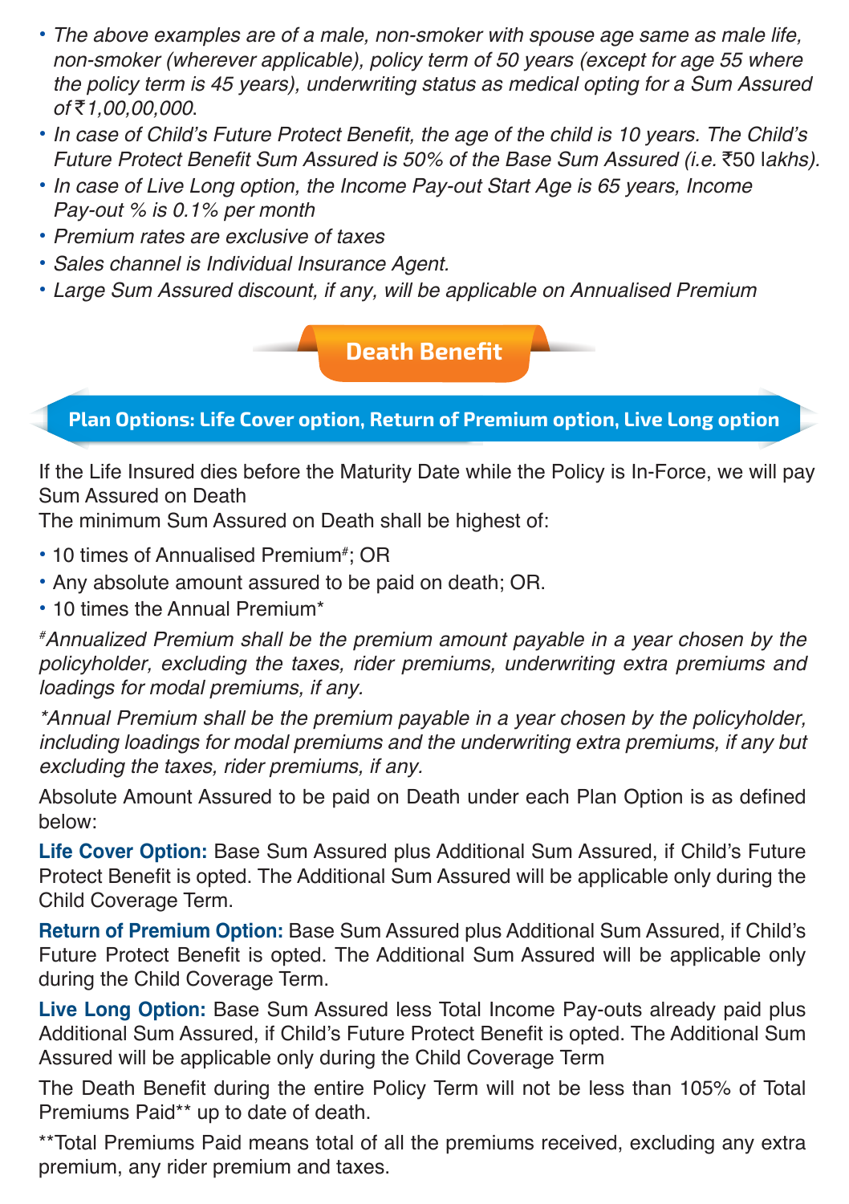- *The above examples are of a male, non-smoker with spouse age same as male life, non-smoker (wherever applicable), policy term of 50 years (except for age 55 where the policy term is 45 years), underwriting status as medical opting for a Sum Assured of ₹1,00,00,000.*
- *In case of Child's Future Protect Benefit, the age of the child is 10 years. The Child's Future Protect Benefit Sum Assured is 50% of the Base Sum Assured (i.e. ₹50 lakhs).*
- *In case of Live Long option, the Income Pay-out Start Age is 65 years, Income Pay-out % is 0.1% per month*
- *Premium rates are exclusive of taxes*
- *Sales channel is Individual Insurance Agent.*
- *Large Sum Assured discount, if any, will be applicable on Annualised Premium*

## Death Benefit

### Plan Options: Life Cover option, Return of Premium option, Live Long option

If the Life Insured dies before the Maturity Date while the Policy is In-Force, we will pay Sum Assured on Death

The minimum Sum Assured on Death shall be highest of:

- 10 times of Annualised Premium#; OR
- Any absolute amount assured to be paid on death; OR.
- 10 times the Annual Premium*

*#Annualized Premium shall be the premium amount payable in a year chosen by the policyholder, excluding the taxes, rider premiums, underwriting extra premiums and loadings for modal premiums, if any.*

*\*Annual Premium shall be the premium payable in a year chosen by the policyholder, including loadings for modal premiums and the underwriting extra premiums, if any but excluding the taxes, rider premiums, if any.*

Absolute Amount Assured to be paid on Death under each Plan Option is as defined below:

**Life Cover Option:** Base Sum Assured plus Additional Sum Assured, if Child's Future Protect Benefit is opted. The Additional Sum Assured will be applicable only during the Child Coverage Term.

**Return of Premium Option:** Base Sum Assured plus Additional Sum Assured, if Child's Future Protect Benefit is opted. The Additional Sum Assured will be applicable only during the Child Coverage Term.

**Live Long Option:** Base Sum Assured less Total Income Pay-outs already paid plus Additional Sum Assured, if Child's Future Protect Benefit is opted. The Additional Sum Assured will be applicable only during the Child Coverage Term

The Death Benefit during the entire Policy Term will not be less than 105% of Total Premiums Paid** up to date of death.

**Total Premiums Paid means total of all the premiums received, excluding any extra premium, any rider premium and taxes.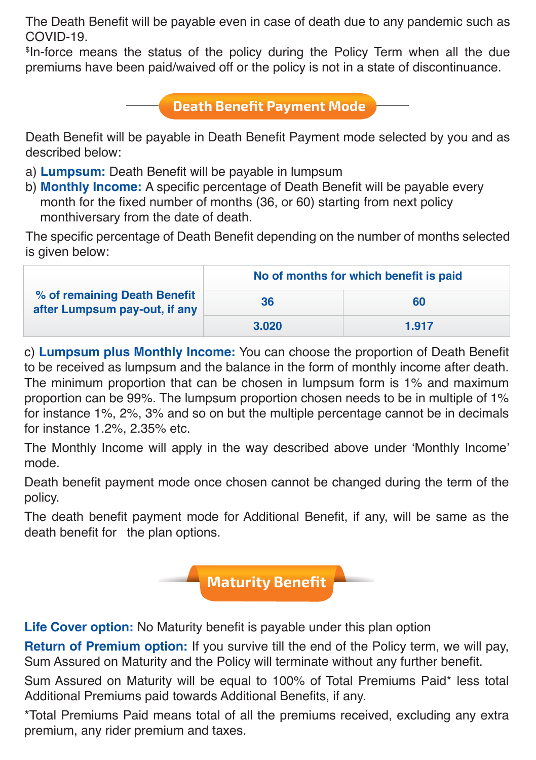The Death Benefit will be payable even in case of death due to any pandemic such as COVID-19.

$In-force means the status of the policy during the Policy Term when all the due premiums have been paid/waived off or the policy is not in a state of discontinuance.

## Death Benefit Payment Mode

Death Benefit will be payable in Death Benefit Payment mode selected by you and as described below:

a) **Lumpsum:** Death Benefit will be payable in lumpsum

b) **Monthly Income:** A specific percentage of Death Benefit will be payable every month for the fixed number of months (36, or 60) starting from next policy monthiversary from the date of death.

The specific percentage of Death Benefit depending on the number of months selected is given below:

| % of remaining Death Benefit after Lumpsum pay-out, if any | No of months for which benefit is paid | |
|---|---|---|
| | 36 | 60 |
| | 3.020 | 1.917 |

c) **Lumpsum plus Monthly Income:** You can choose the proportion of Death Benefit to be received as lumpsum and the balance in the form of monthly income after death. The minimum proportion that can be chosen in lumpsum form is 1% and maximum proportion can be 99%. The lumpsum proportion chosen needs to be in multiple of 1% for instance 1%, 2%, 3% and so on but the multiple percentage cannot be in decimals for instance 1.2%, 2.35% etc.

The Monthly Income will apply in the way described above under 'Monthly Income' mode.

Death benefit payment mode once chosen cannot be changed during the term of the policy.

The death benefit payment mode for Additional Benefit, if any, will be same as the death benefit for the plan options.

## Maturity Benefit

**Life Cover option:** No Maturity benefit is payable under this plan option

**Return of Premium option:** If you survive till the end of the Policy term, we will pay, Sum Assured on Maturity and the Policy will terminate without any further benefit.

Sum Assured on Maturity will be equal to 100% of Total Premiums Paid* less total Additional Premiums paid towards Additional Benefits, if any.

*Total Premiums Paid means total of all the premiums received, excluding any extra premium, any rider premium and taxes.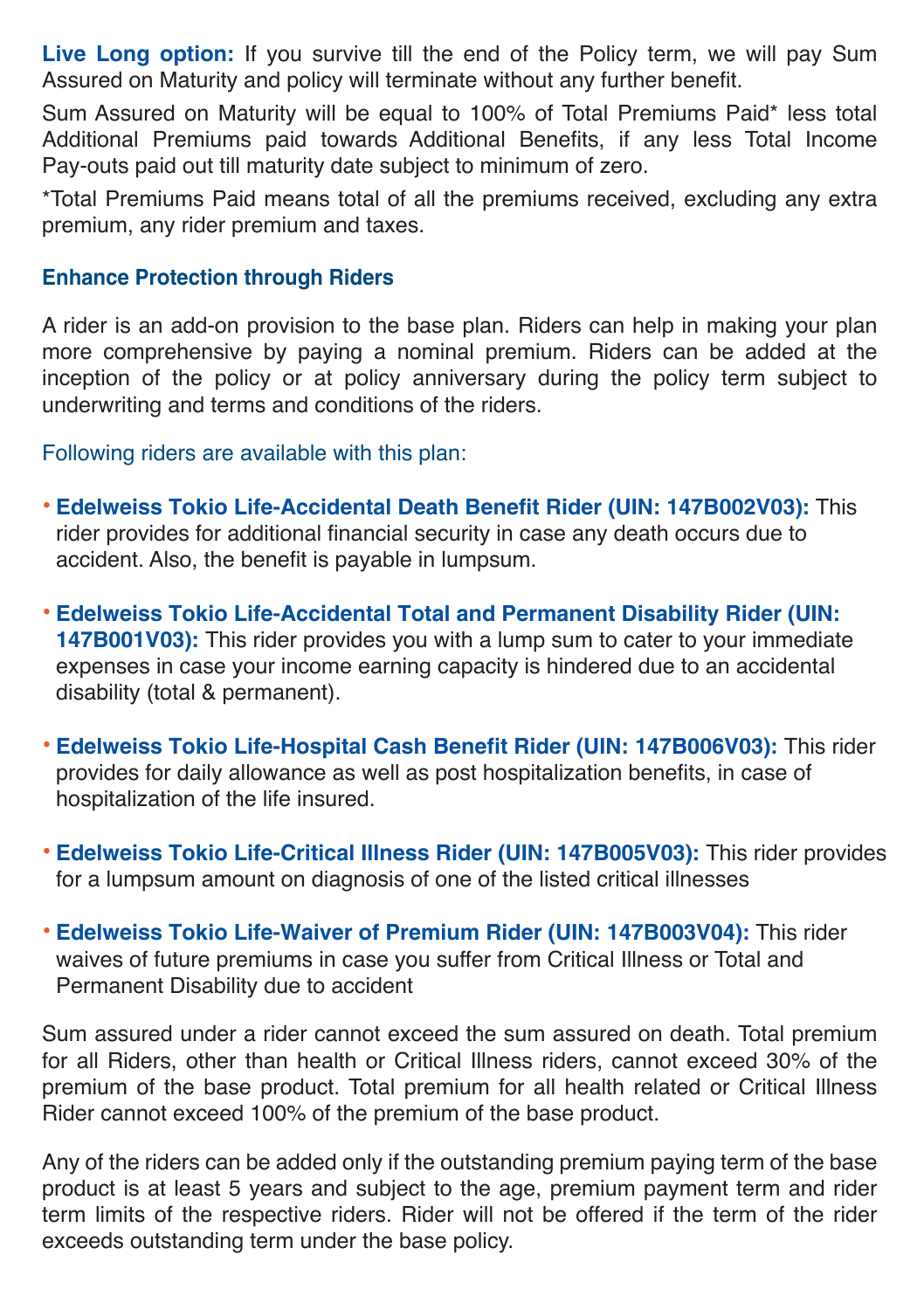**Live Long option:** If you survive till the end of the Policy term, we will pay Sum Assured on Maturity and policy will terminate without any further benefit.

Sum Assured on Maturity will be equal to 100% of Total Premiums Paid* less total Additional Premiums paid towards Additional Benefits, if any less Total Income Pay-outs paid out till maturity date subject to minimum of zero.

*Total Premiums Paid means total of all the premiums received, excluding any extra premium, any rider premium and taxes.

## Enhance Protection through Riders

A rider is an add-on provision to the base plan. Riders can help in making your plan more comprehensive by paying a nominal premium. Riders can be added at the inception of the policy or at policy anniversary during the policy term subject to underwriting and terms and conditions of the riders.

Following riders are available with this plan:

- **Edelweiss Tokio Life-Accidental Death Benefit Rider (UIN: 147B002V03):** This rider provides for additional financial security in case any death occurs due to accident. Also, the benefit is payable in lumpsum.
- **Edelweiss Tokio Life-Accidental Total and Permanent Disability Rider (UIN: 147B001V03):** This rider provides you with a lump sum to cater to your immediate expenses in case your income earning capacity is hindered due to an accidental disability (total & permanent).
- **Edelweiss Tokio Life-Hospital Cash Benefit Rider (UIN: 147B006V03):** This rider provides for daily allowance as well as post hospitalization benefits, in case of hospitalization of the life insured.
- **Edelweiss Tokio Life-Critical Illness Rider (UIN: 147B005V03):** This rider provides for a lumpsum amount on diagnosis of one of the listed critical illnesses
- **Edelweiss Tokio Life-Waiver of Premium Rider (UIN: 147B003V04):** This rider waives of future premiums in case you suffer from Critical Illness or Total and Permanent Disability due to accident

Sum assured under a rider cannot exceed the sum assured on death. Total premium for all Riders, other than health or Critical Illness riders, cannot exceed 30% of the premium of the base product. Total premium for all health related or Critical Illness Rider cannot exceed 100% of the premium of the base product.

Any of the riders can be added only if the outstanding premium paying term of the base product is at least 5 years and subject to the age, premium payment term and rider term limits of the respective riders. Rider will not be offered if the term of the rider exceeds outstanding term under the base policy.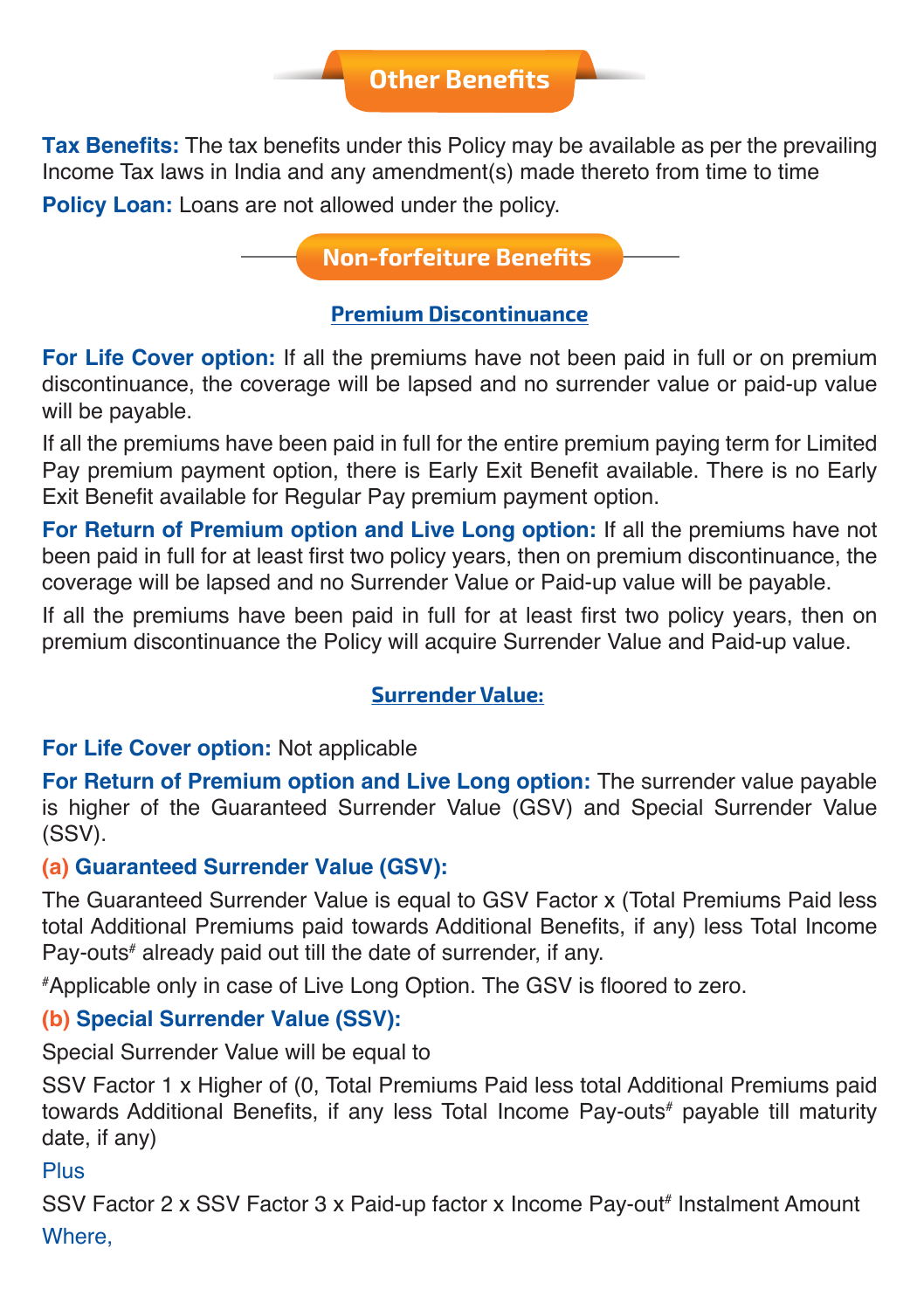## Other Benefits

**Tax Benefits:** The tax benefits under this Policy may be available as per the prevailing Income Tax laws in India and any amendment(s) made thereto from time to time

**Policy Loan:** Loans are not allowed under the policy.

## Non-forfeiture Benefits

### Premium Discontinuance

**For Life Cover option:** If all the premiums have not been paid in full or on premium discontinuance, the coverage will be lapsed and no surrender value or paid-up value will be payable.

If all the premiums have been paid in full for the entire premium paying term for Limited Pay premium payment option, there is Early Exit Benefit available. There is no Early Exit Benefit available for Regular Pay premium payment option.

**For Return of Premium option and Live Long option:** If all the premiums have not been paid in full for at least first two policy years, then on premium discontinuance, the coverage will be lapsed and no Surrender Value or Paid-up value will be payable.

If all the premiums have been paid in full for at least first two policy years, then on premium discontinuance the Policy will acquire Surrender Value and Paid-up value.

### Surrender Value:

**For Life Cover option:** Not applicable

**For Return of Premium option and Live Long option:** The surrender value payable is higher of the Guaranteed Surrender Value (GSV) and Special Surrender Value (SSV).

**(a) Guaranteed Surrender Value (GSV):**

The Guaranteed Surrender Value is equal to GSV Factor x (Total Premiums Paid less total Additional Premiums paid towards Additional Benefits, if any) less Total Income Pay-outs# already paid out till the date of surrender, if any.

#Applicable only in case of Live Long Option. The GSV is floored to zero.

**(b) Special Surrender Value (SSV):**

Special Surrender Value will be equal to

SSV Factor 1 x Higher of (0, Total Premiums Paid less total Additional Premiums paid towards Additional Benefits, if any less Total Income Pay-outs# payable till maturity date, if any)

Plus

SSV Factor 2 x SSV Factor 3 x Paid-up factor x Income Pay-out# Instalment Amount

Where,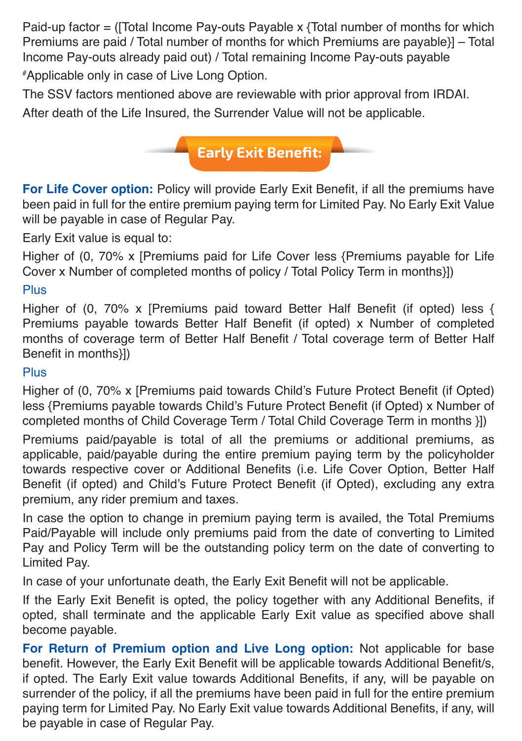Paid-up factor = ([Total Income Pay-outs Payable x {Total number of months for which Premiums are paid / Total number of months for which Premiums are payable}] – Total Income Pay-outs already paid out) / Total remaining Income Pay-outs payable

#Applicable only in case of Live Long Option.

The SSV factors mentioned above are reviewable with prior approval from IRDAI.

After death of the Life Insured, the Surrender Value will not be applicable.

## Early Exit Benefit:

**For Life Cover option:** Policy will provide Early Exit Benefit, if all the premiums have been paid in full for the entire premium paying term for Limited Pay. No Early Exit Value will be payable in case of Regular Pay.

Early Exit value is equal to:

Higher of (0, 70% x [Premiums paid for Life Cover less {Premiums payable for Life Cover x Number of completed months of policy / Total Policy Term in months}])

Plus

Higher of (0, 70% x [Premiums paid toward Better Half Benefit (if opted) less { Premiums payable towards Better Half Benefit (if opted) x Number of completed months of coverage term of Better Half Benefit / Total coverage term of Better Half Benefit in months}])

Plus

Higher of (0, 70% x [Premiums paid towards Child's Future Protect Benefit (if Opted) less {Premiums payable towards Child's Future Protect Benefit (if Opted) x Number of completed months of Child Coverage Term / Total Child Coverage Term in months }])

Premiums paid/payable is total of all the premiums or additional premiums, as applicable, paid/payable during the entire premium paying term by the policyholder towards respective cover or Additional Benefits (i.e. Life Cover Option, Better Half Benefit (if opted) and Child's Future Protect Benefit (if Opted), excluding any extra premium, any rider premium and taxes.

In case the option to change in premium paying term is availed, the Total Premiums Paid/Payable will include only premiums paid from the date of converting to Limited Pay and Policy Term will be the outstanding policy term on the date of converting to Limited Pay.

In case of your unfortunate death, the Early Exit Benefit will not be applicable.

If the Early Exit Benefit is opted, the policy together with any Additional Benefits, if opted, shall terminate and the applicable Early Exit value as specified above shall become payable.

**For Return of Premium option and Live Long option:** Not applicable for base benefit. However, the Early Exit Benefit will be applicable towards Additional Benefit/s, if opted. The Early Exit value towards Additional Benefits, if any, will be payable on surrender of the policy, if all the premiums have been paid in full for the entire premium paying term for Limited Pay. No Early Exit value towards Additional Benefits, if any, will be payable in case of Regular Pay.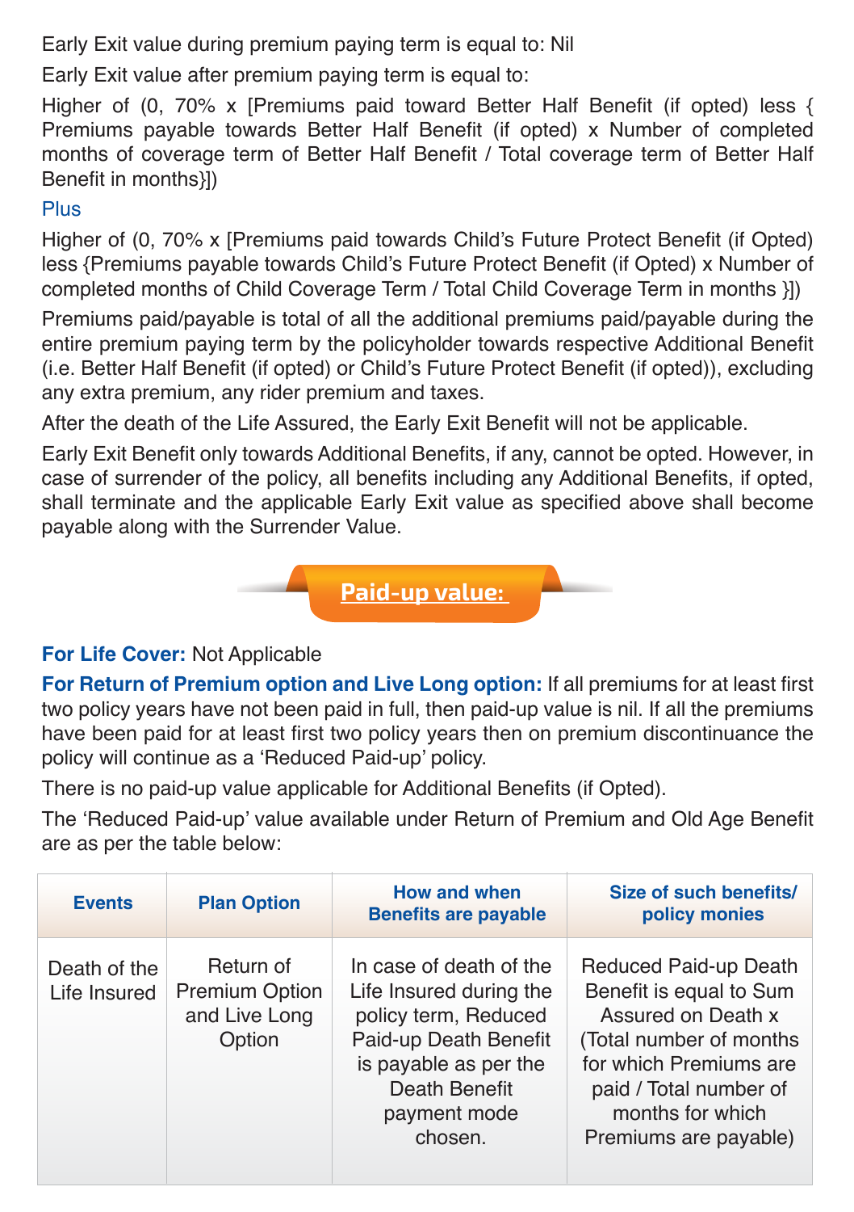Early Exit value during premium paying term is equal to: Nil

Early Exit value after premium paying term is equal to:

Higher of (0, 70% x [Premiums paid toward Better Half Benefit (if opted) less { Premiums payable towards Better Half Benefit (if opted) x Number of completed months of coverage term of Better Half Benefit / Total coverage term of Better Half Benefit in months}])

Plus

Higher of (0, 70% x [Premiums paid towards Child's Future Protect Benefit (if Opted) less {Premiums payable towards Child's Future Protect Benefit (if Opted) x Number of completed months of Child Coverage Term / Total Child Coverage Term in months }])

Premiums paid/payable is total of all the additional premiums paid/payable during the entire premium paying term by the policyholder towards respective Additional Benefit (i.e. Better Half Benefit (if opted) or Child's Future Protect Benefit (if opted)), excluding any extra premium, any rider premium and taxes.

After the death of the Life Assured, the Early Exit Benefit will not be applicable.

Early Exit Benefit only towards Additional Benefits, if any, cannot be opted. However, in case of surrender of the policy, all benefits including any Additional Benefits, if opted, shall terminate and the applicable Early Exit value as specified above shall become payable along with the Surrender Value.

## Paid-up value:

**For Life Cover:** Not Applicable

**For Return of Premium option and Live Long option:** If all premiums for at least first two policy years have not been paid in full, then paid-up value is nil. If all the premiums have been paid for at least first two policy years then on premium discontinuance the policy will continue as a 'Reduced Paid-up' policy.

There is no paid-up value applicable for Additional Benefits (if Opted).

The 'Reduced Paid-up' value available under Return of Premium and Old Age Benefit are as per the table below:

| Events | Plan Option | How and when Benefits are payable | Size of such benefits/ policy monies |
|---|---|---|---|
| Death of the Life Insured | Return of Premium Option and Live Long Option | In case of death of the Life Insured during the policy term, Reduced Paid-up Death Benefit is payable as per the Death Benefit payment mode chosen. | Reduced Paid-up Death Benefit is equal to Sum Assured on Death x (Total number of months for which Premiums are paid / Total number of months for which Premiums are payable) |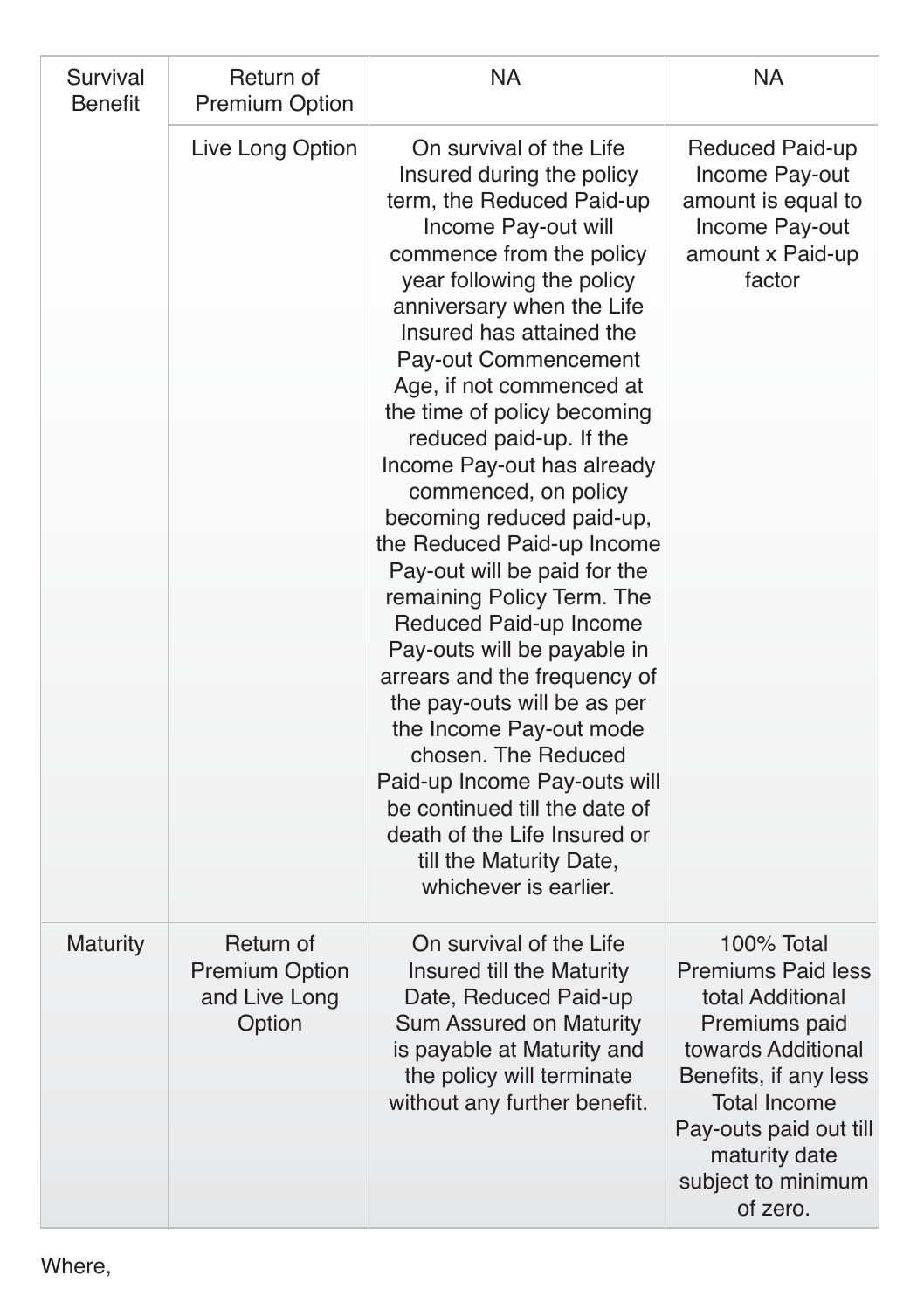| | | | |
|---|---|---|---|
| Survival Benefit | Return of Premium Option | NA | NA |
| | Live Long Option | On survival of the Life Insured during the policy term, the Reduced Paid-up Income Pay-out will commence from the policy year following the policy anniversary when the Life Insured has attained the Pay-out Commencement Age, if not commenced at the time of policy becoming reduced paid-up. If the Income Pay-out has already commenced, on policy becoming reduced paid-up, the Reduced Paid-up Income Pay-out will be paid for the remaining Policy Term. The Reduced Paid-up Income Pay-outs will be payable in arrears and the frequency of the pay-outs will be as per the Income Pay-out mode chosen. The Reduced Paid-up Income Pay-outs will be continued till the date of death of the Life Insured or till the Maturity Date, whichever is earlier. | Reduced Paid-up Income Pay-out amount is equal to Income Pay-out amount x Paid-up factor |
| Maturity | Return of Premium Option and Live Long Option | On survival of the Life Insured till the Maturity Date, Reduced Paid-up Sum Assured on Maturity is payable at Maturity and the policy will terminate without any further benefit. | 100% Total Premiums Paid less total Additional Premiums paid towards Additional Benefits, if any less Total Income Pay-outs paid out till maturity date subject to minimum of zero. |

Where,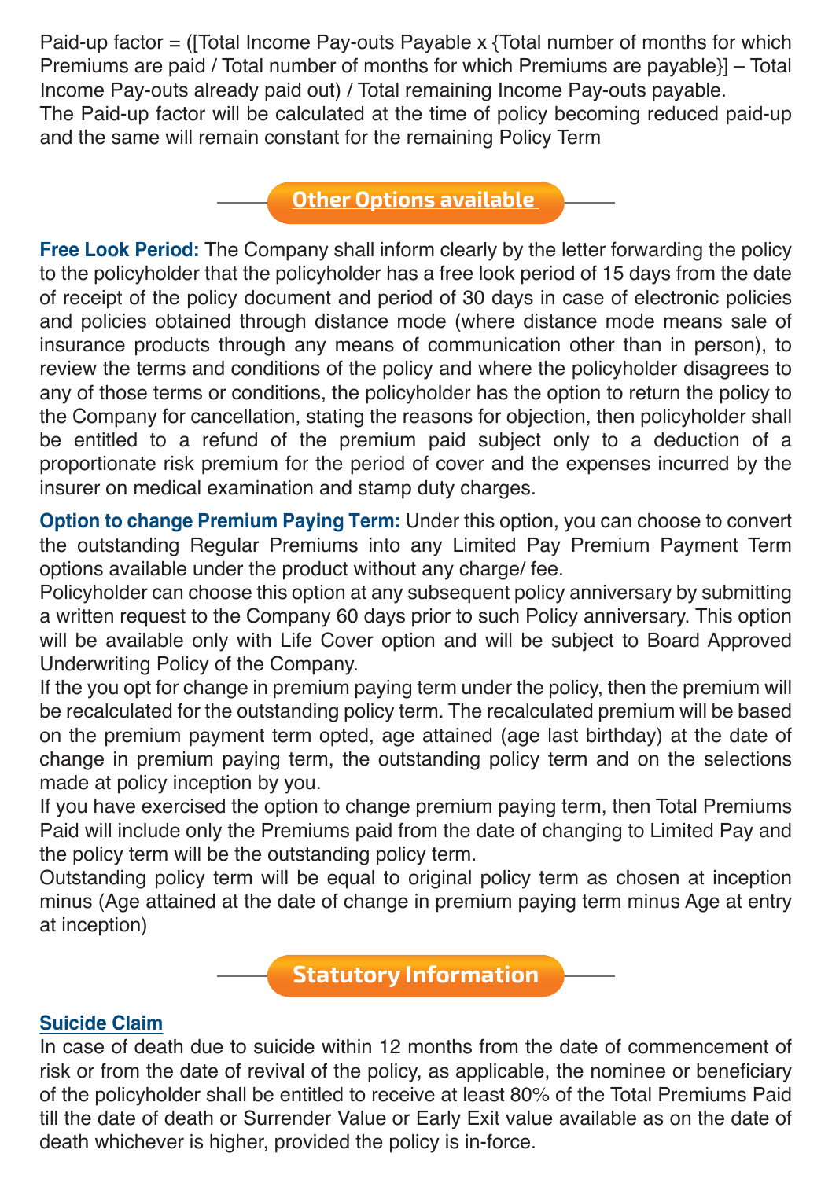Paid-up factor = ([Total Income Pay-outs Payable x {Total number of months for which Premiums are paid / Total number of months for which Premiums are payable}] – Total Income Pay-outs already paid out) / Total remaining Income Pay-outs payable.
The Paid-up factor will be calculated at the time of policy becoming reduced paid-up and the same will remain constant for the remaining Policy Term

## Other Options available

**Free Look Period:** The Company shall inform clearly by the letter forwarding the policy to the policyholder that the policyholder has a free look period of 15 days from the date of receipt of the policy document and period of 30 days in case of electronic policies and policies obtained through distance mode (where distance mode means sale of insurance products through any means of communication other than in person), to review the terms and conditions of the policy and where the policyholder disagrees to any of those terms or conditions, the policyholder has the option to return the policy to the Company for cancellation, stating the reasons for objection, then policyholder shall be entitled to a refund of the premium paid subject only to a deduction of a proportionate risk premium for the period of cover and the expenses incurred by the insurer on medical examination and stamp duty charges.

**Option to change Premium Paying Term:** Under this option, you can choose to convert the outstanding Regular Premiums into any Limited Pay Premium Payment Term options available under the product without any charge/ fee.
Policyholder can choose this option at any subsequent policy anniversary by submitting a written request to the Company 60 days prior to such Policy anniversary. This option will be available only with Life Cover option and will be subject to Board Approved Underwriting Policy of the Company.
If the you opt for change in premium paying term under the policy, then the premium will be recalculated for the outstanding policy term. The recalculated premium will be based on the premium payment term opted, age attained (age last birthday) at the date of change in premium paying term, the outstanding policy term and on the selections made at policy inception by you.
If you have exercised the option to change premium paying term, then Total Premiums Paid will include only the Premiums paid from the date of changing to Limited Pay and the policy term will be the outstanding policy term.
Outstanding policy term will be equal to original policy term as chosen at inception minus (Age attained at the date of change in premium paying term minus Age at entry at inception)

## Statutory Information

### Suicide Claim

In case of death due to suicide within 12 months from the date of commencement of risk or from the date of revival of the policy, as applicable, the nominee or beneficiary of the policyholder shall be entitled to receive at least 80% of the Total Premiums Paid till the date of death or Surrender Value or Early Exit value available as on the date of death whichever is higher, provided the policy is in-force.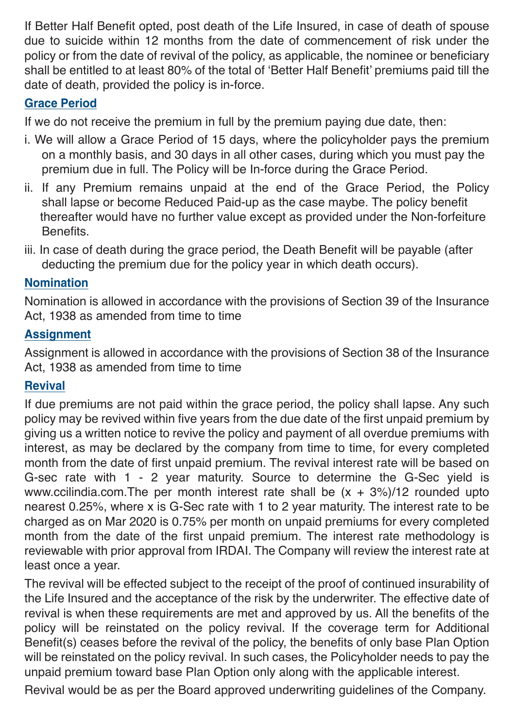If Better Half Benefit opted, post death of the Life Insured, in case of death of spouse due to suicide within 12 months from the date of commencement of risk under the policy or from the date of revival of the policy, as applicable, the nominee or beneficiary shall be entitled to at least 80% of the total of 'Better Half Benefit' premiums paid till the date of death, provided the policy is in-force.

## Grace Period

If we do not receive the premium in full by the premium paying due date, then:

i. We will allow a Grace Period of 15 days, where the policyholder pays the premium on a monthly basis, and 30 days in all other cases, during which you must pay the premium due in full. The Policy will be In-force during the Grace Period.

ii. If any Premium remains unpaid at the end of the Grace Period, the Policy shall lapse or become Reduced Paid-up as the case maybe. The policy benefit thereafter would have no further value except as provided under the Non-forfeiture Benefits.

iii. In case of death during the grace period, the Death Benefit will be payable (after deducting the premium due for the policy year in which death occurs).

## Nomination

Nomination is allowed in accordance with the provisions of Section 39 of the Insurance Act, 1938 as amended from time to time

## Assignment

Assignment is allowed in accordance with the provisions of Section 38 of the Insurance Act, 1938 as amended from time to time

## Revival

If due premiums are not paid within the grace period, the policy shall lapse. Any such policy may be revived within five years from the due date of the first unpaid premium by giving us a written notice to revive the policy and payment of all overdue premiums with interest, as may be declared by the company from time to time, for every completed month from the date of first unpaid premium. The revival interest rate will be based on G-sec rate with 1 - 2 year maturity. Source to determine the G-Sec yield is www.ccilindia.com.The per month interest rate shall be $(x + 3\%)/12$ rounded upto nearest 0.25%, where x is G-Sec rate with 1 to 2 year maturity. The interest rate to be charged as on Mar 2020 is 0.75% per month on unpaid premiums for every completed month from the date of the first unpaid premium. The interest rate methodology is reviewable with prior approval from IRDAI. The Company will review the interest rate at least once a year.

The revival will be effected subject to the receipt of the proof of continued insurability of the Life Insured and the acceptance of the risk by the underwriter. The effective date of revival is when these requirements are met and approved by us. All the benefits of the policy will be reinstated on the policy revival. If the coverage term for Additional Benefit(s) ceases before the revival of the policy, the benefits of only base Plan Option will be reinstated on the policy revival. In such cases, the Policyholder needs to pay the unpaid premium toward base Plan Option only along with the applicable interest.

Revival would be as per the Board approved underwriting guidelines of the Company.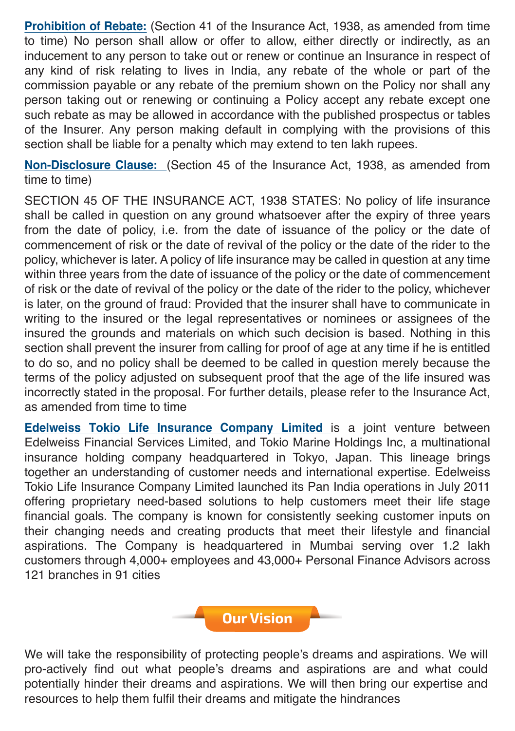**Prohibition of Rebate:** (Section 41 of the Insurance Act, 1938, as amended from time to time) No person shall allow or offer to allow, either directly or indirectly, as an inducement to any person to take out or renew or continue an Insurance in respect of any kind of risk relating to lives in India, any rebate of the whole or part of the commission payable or any rebate of the premium shown on the Policy nor shall any person taking out or renewing or continuing a Policy accept any rebate except one such rebate as may be allowed in accordance with the published prospectus or tables of the Insurer. Any person making default in complying with the provisions of this section shall be liable for a penalty which may extend to ten lakh rupees.

**Non-Disclosure Clause:** (Section 45 of the Insurance Act, 1938, as amended from time to time)

SECTION 45 OF THE INSURANCE ACT, 1938 STATES: No policy of life insurance shall be called in question on any ground whatsoever after the expiry of three years from the date of policy, i.e. from the date of issuance of the policy or the date of commencement of risk or the date of revival of the policy or the date of the rider to the policy, whichever is later. A policy of life insurance may be called in question at any time within three years from the date of issuance of the policy or the date of commencement of risk or the date of revival of the policy or the date of the rider to the policy, whichever is later, on the ground of fraud: Provided that the insurer shall have to communicate in writing to the insured or the legal representatives or nominees or assignees of the insured the grounds and materials on which such decision is based. Nothing in this section shall prevent the insurer from calling for proof of age at any time if he is entitled to do so, and no policy shall be deemed to be called in question merely because the terms of the policy adjusted on subsequent proof that the age of the life insured was incorrectly stated in the proposal. For further details, please refer to the Insurance Act, as amended from time to time

**Edelweiss Tokio Life Insurance Company Limited** is a joint venture between Edelweiss Financial Services Limited, and Tokio Marine Holdings Inc, a multinational insurance holding company headquartered in Tokyo, Japan. This lineage brings together an understanding of customer needs and international expertise. Edelweiss Tokio Life Insurance Company Limited launched its Pan India operations in July 2011 offering proprietary need-based solutions to help customers meet their life stage financial goals. The company is known for consistently seeking customer inputs on their changing needs and creating products that meet their lifestyle and financial aspirations. The Company is headquartered in Mumbai serving over 1.2 lakh customers through 4,000+ employees and 43,000+ Personal Finance Advisors across 121 branches in 91 cities

## Our Vision

We will take the responsibility of protecting people's dreams and aspirations. We will pro-actively find out what people's dreams and aspirations are and what could potentially hinder their dreams and aspirations. We will then bring our expertise and resources to help them fulfil their dreams and mitigate the hindrances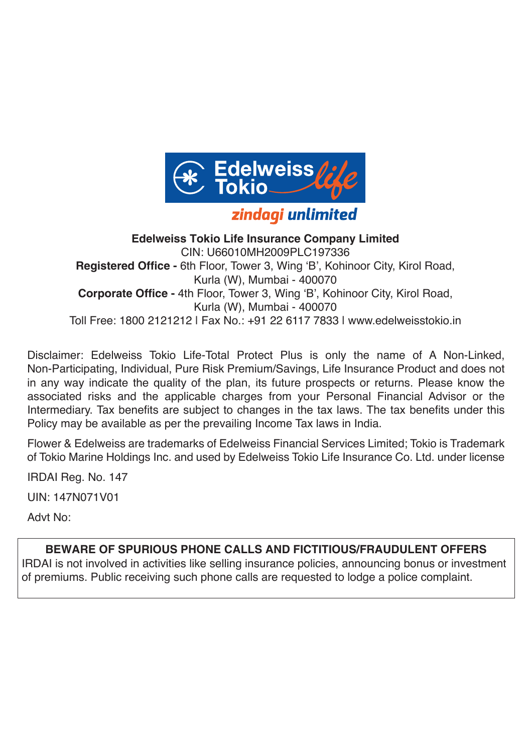Edelweiss Tokio life

zindagi unlimited

**Edelweiss Tokio Life Insurance Company Limited**
CIN: U66010MH2009PLC197336
**Registered Office -** 6th Floor, Tower 3, Wing 'B', Kohinoor City, Kirol Road, Kurla (W), Mumbai - 400070
**Corporate Office -** 4th Floor, Tower 3, Wing 'B', Kohinoor City, Kirol Road, Kurla (W), Mumbai - 400070
Toll Free: 1800 2121212 I Fax No.: +91 22 6117 7833 I www.edelweisstokio.in

Disclaimer: Edelweiss Tokio Life-Total Protect Plus is only the name of A Non-Linked, Non-Participating, Individual, Pure Risk Premium/Savings, Life Insurance Product and does not in any way indicate the quality of the plan, its future prospects or returns. Please know the associated risks and the applicable charges from your Personal Financial Advisor or the Intermediary. Tax benefits are subject to changes in the tax laws. The tax benefits under this Policy may be available as per the prevailing Income Tax laws in India.

Flower & Edelweiss are trademarks of Edelweiss Financial Services Limited; Tokio is Trademark of Tokio Marine Holdings Inc. and used by Edelweiss Tokio Life Insurance Co. Ltd. under license

IRDAI Reg. No. 147

UIN: 147N071V01

Advt No:

**BEWARE OF SPURIOUS PHONE CALLS AND FICTITIOUS/FRAUDULENT OFFERS**
IRDAI is not involved in activities like selling insurance policies, announcing bonus or investment of premiums. Public receiving such phone calls are requested to lodge a police complaint.